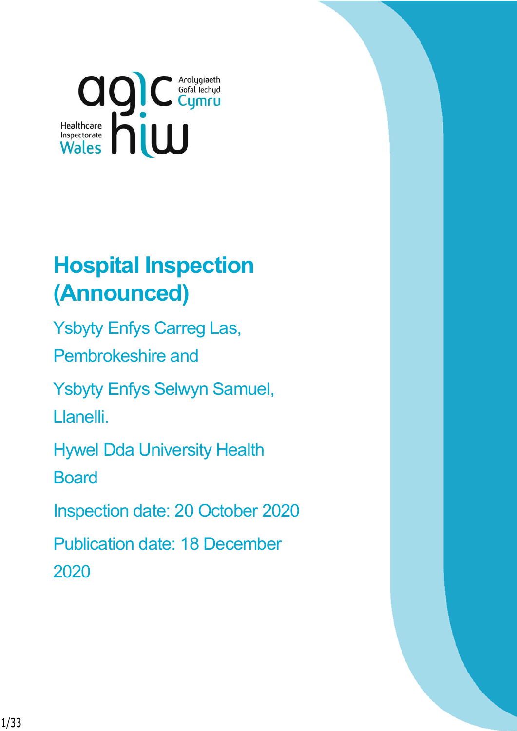Arolygiaeth Gofal Iechyd Cymru

Healthcare Inspectorate Wales

# Hospital Inspection (Announced)

Ysbyty Enfys Carreg Las, Pembrokeshire and

Ysbyty Enfys Selwyn Samuel, Llanelli.

Hywel Dda University Health Board

Inspection date: 20 October 2020

Publication date: 18 December 2020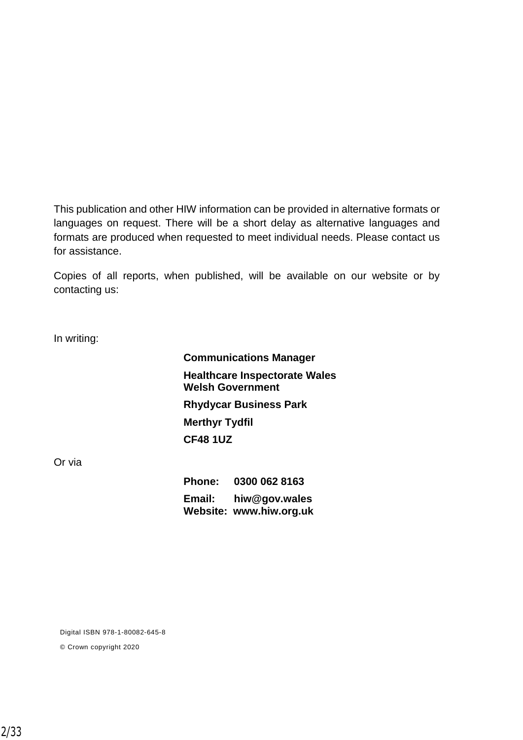This publication and other HIW information can be provided in alternative formats or languages on request. There will be a short delay as alternative languages and formats are produced when requested to meet individual needs. Please contact us for assistance.

Copies of all reports, when published, will be available on our website or by contacting us:

In writing:

**Communications Manager**

**Healthcare Inspectorate Wales**
**Welsh Government**

**Rhydycar Business Park**

**Merthyr Tydfil**

**CF48 1UZ**

Or via

**Phone: 0300 062 8163**

**Email: hiw@gov.wales**
**Website: www.hiw.org.uk**

Digital ISBN 978-1-80082-645-8

© Crown copyright 2020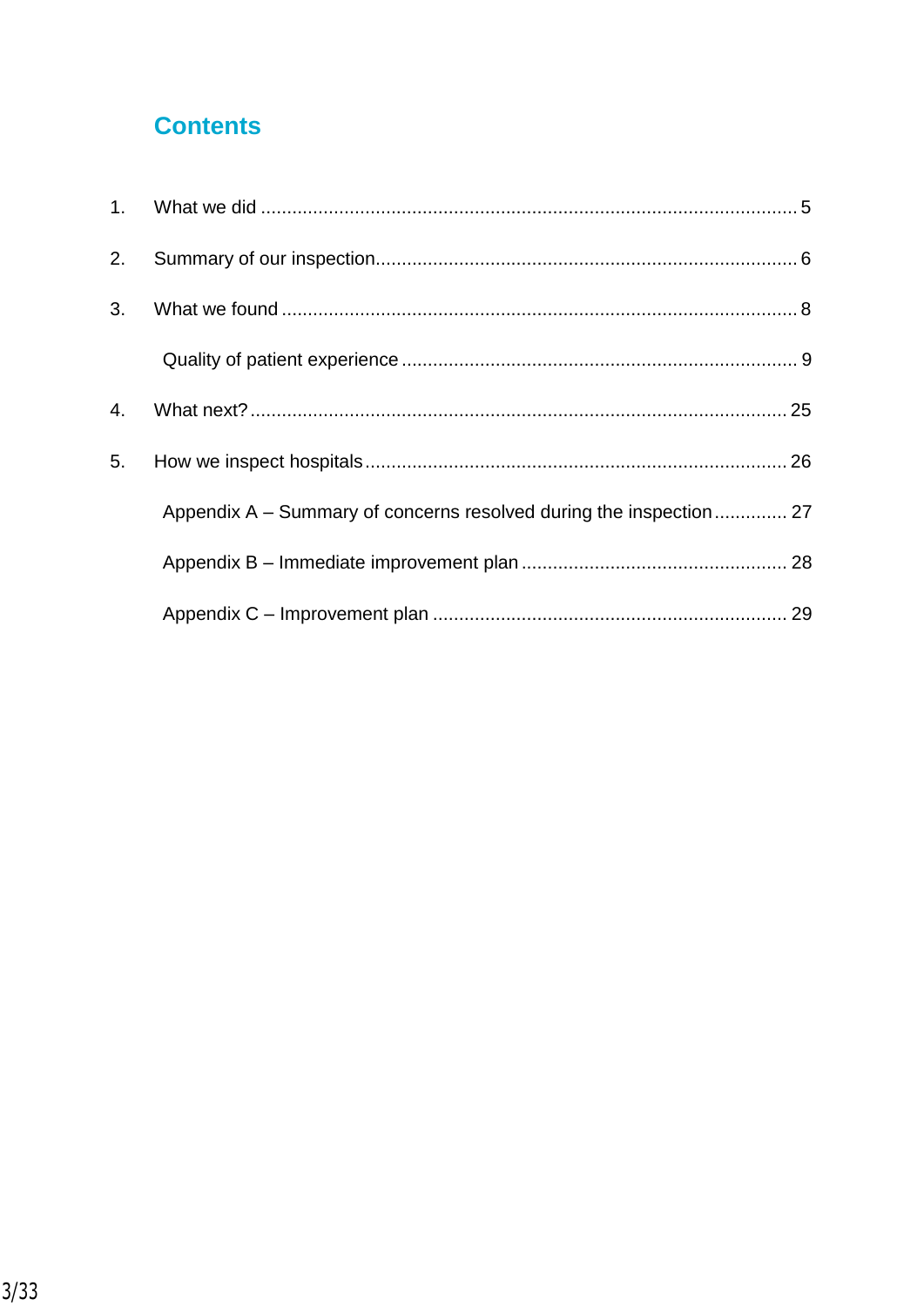# Contents

1. What we did ..................................................................................................... 5
2. Summary of our inspection................................................................................ 6
3. What we found .................................................................................................. 8

    Quality of patient experience ........................................................................... 9

4. What next? ...................................................................................................... 25
5. How we inspect hospitals ................................................................................ 26

    Appendix A – Summary of concerns resolved during the inspection ............. 27

    Appendix B – Immediate improvement plan .................................................. 28

    Appendix C – Improvement plan ................................................................... 29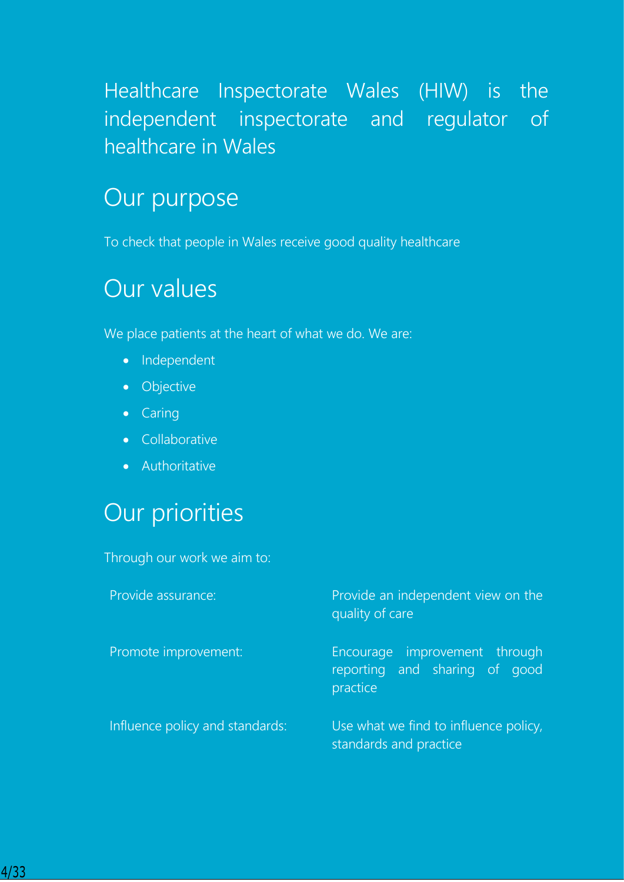# Healthcare Inspectorate Wales (HIW) is the independent inspectorate and regulator of healthcare in Wales

## Our purpose

To check that people in Wales receive good quality healthcare

## Our values

We place patients at the heart of what we do. We are:

- Independent
- Objective
- Caring
- Collaborative
- Authoritative

## Our priorities

Through our work we aim to:

| | |
|---|---|
| Provide assurance: | Provide an independent view on the quality of care |
| Promote improvement: | Encourage improvement through reporting and sharing of good practice |
| Influence policy and standards: | Use what we find to influence policy, standards and practice |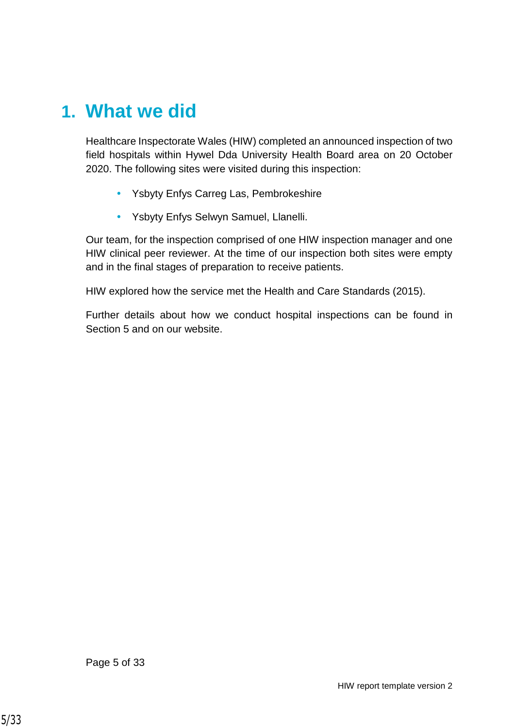# 1. What we did

Healthcare Inspectorate Wales (HIW) completed an announced inspection of two field hospitals within Hywel Dda University Health Board area on 20 October 2020. The following sites were visited during this inspection:

- Ysbyty Enfys Carreg Las, Pembrokeshire
- Ysbyty Enfys Selwyn Samuel, Llanelli.

Our team, for the inspection comprised of one HIW inspection manager and one HIW clinical peer reviewer. At the time of our inspection both sites were empty and in the final stages of preparation to receive patients.

HIW explored how the service met the Health and Care Standards (2015).

Further details about how we conduct hospital inspections can be found in Section 5 and on our website.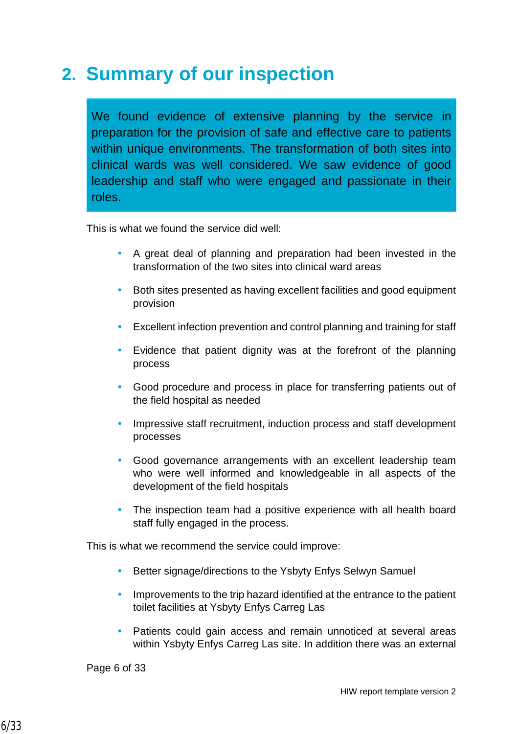## 2. Summary of our inspection

We found evidence of extensive planning by the service in preparation for the provision of safe and effective care to patients within unique environments. The transformation of both sites into clinical wards was well considered. We saw evidence of good leadership and staff who were engaged and passionate in their roles.

This is what we found the service did well:

- A great deal of planning and preparation had been invested in the transformation of the two sites into clinical ward areas
- Both sites presented as having excellent facilities and good equipment provision
- Excellent infection prevention and control planning and training for staff
- Evidence that patient dignity was at the forefront of the planning process
- Good procedure and process in place for transferring patients out of the field hospital as needed
- Impressive staff recruitment, induction process and staff development processes
- Good governance arrangements with an excellent leadership team who were well informed and knowledgeable in all aspects of the development of the field hospitals
- The inspection team had a positive experience with all health board staff fully engaged in the process.

This is what we recommend the service could improve:

- Better signage/directions to the Ysbyty Enfys Selwyn Samuel
- Improvements to the trip hazard identified at the entrance to the patient toilet facilities at Ysbyty Enfys Carreg Las
- Patients could gain access and remain unnoticed at several areas within Ysbyty Enfys Carreg Las site. In addition there was an external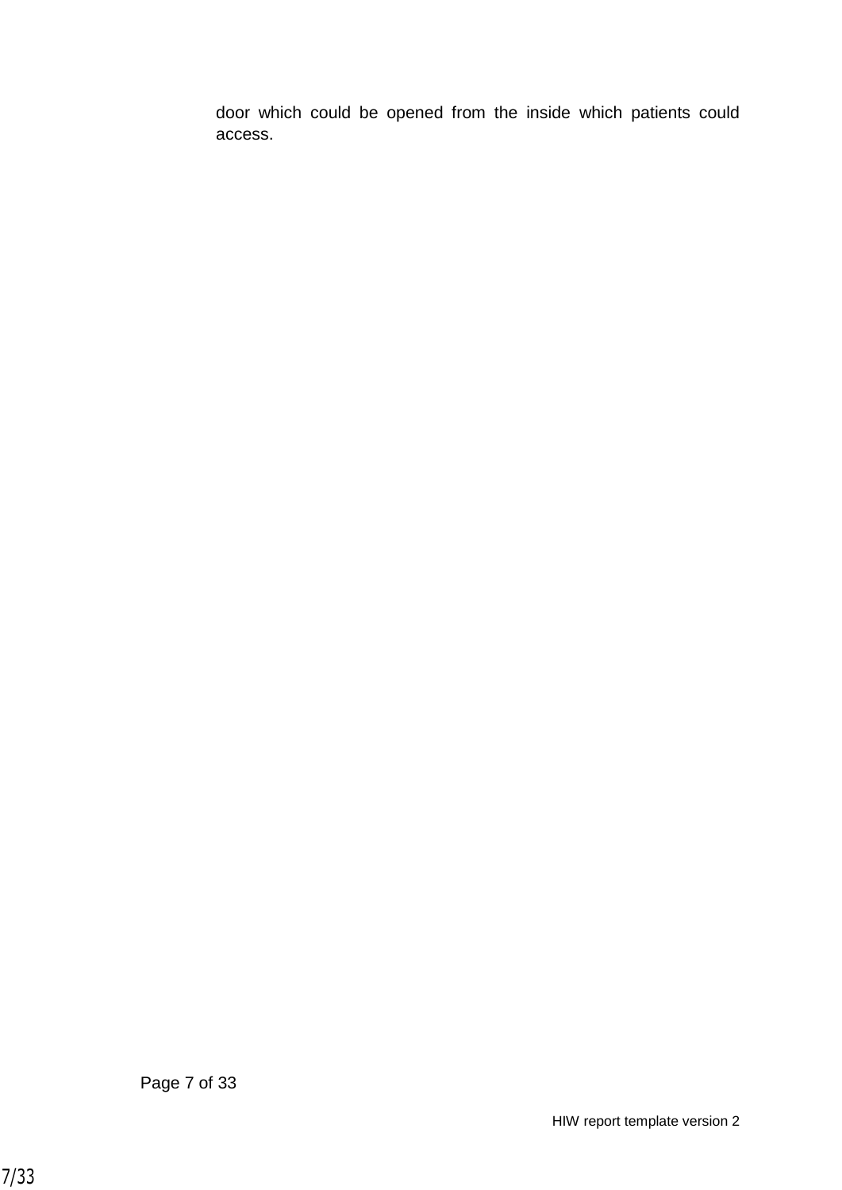door which could be opened from the inside which patients could access.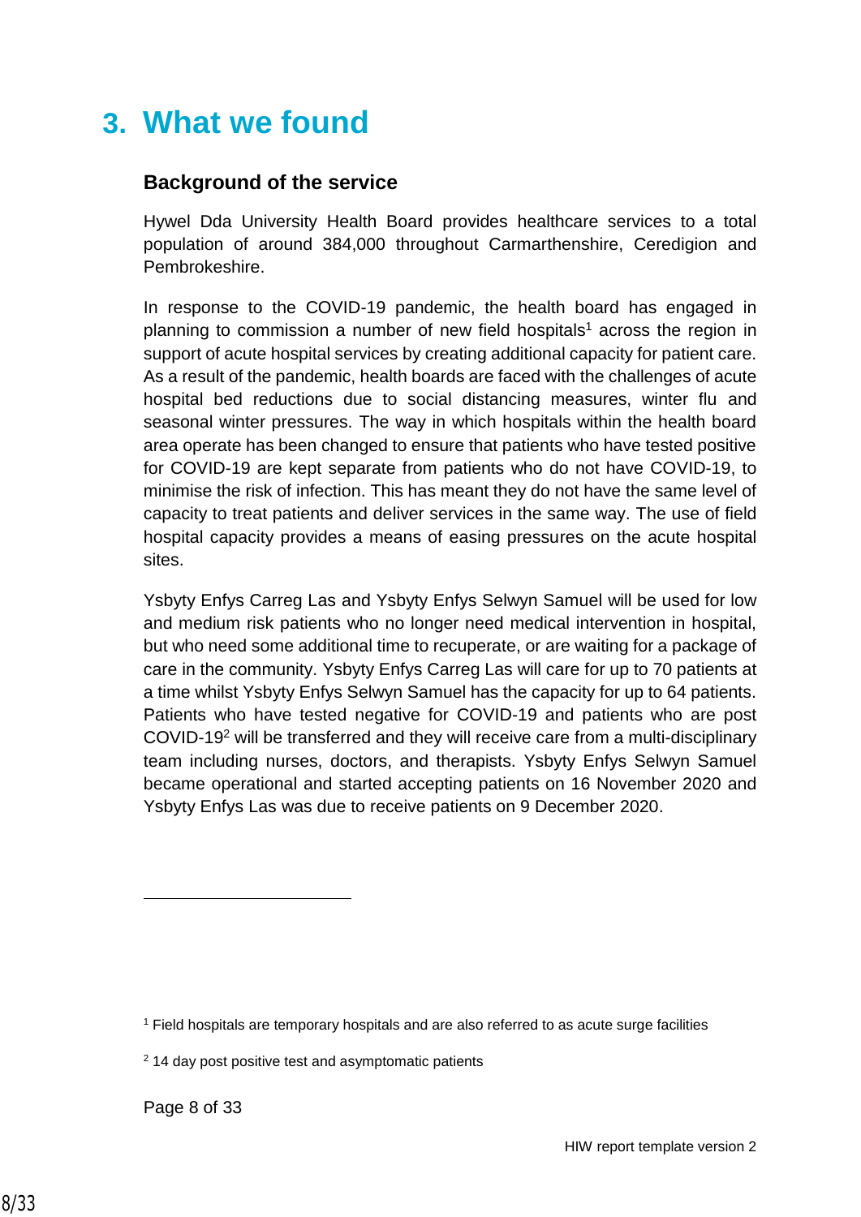# 3. What we found

## Background of the service

Hywel Dda University Health Board provides healthcare services to a total population of around 384,000 throughout Carmarthenshire, Ceredigion and Pembrokeshire.

In response to the COVID-19 pandemic, the health board has engaged in planning to commission a number of new field hospitals[1] across the region in support of acute hospital services by creating additional capacity for patient care. As a result of the pandemic, health boards are faced with the challenges of acute hospital bed reductions due to social distancing measures, winter flu and seasonal winter pressures. The way in which hospitals within the health board area operate has been changed to ensure that patients who have tested positive for COVID-19 are kept separate from patients who do not have COVID-19, to minimise the risk of infection. This has meant they do not have the same level of capacity to treat patients and deliver services in the same way. The use of field hospital capacity provides a means of easing pressures on the acute hospital sites.

Ysbyty Enfys Carreg Las and Ysbyty Enfys Selwyn Samuel will be used for low and medium risk patients who no longer need medical intervention in hospital, but who need some additional time to recuperate, or are waiting for a package of care in the community. Ysbyty Enfys Carreg Las will care for up to 70 patients at a time whilst Ysbyty Enfys Selwyn Samuel has the capacity for up to 64 patients. Patients who have tested negative for COVID-19 and patients who are post COVID-19[2] will be transferred and they will receive care from a multi-disciplinary team including nurses, doctors, and therapists. Ysbyty Enfys Selwyn Samuel became operational and started accepting patients on 16 November 2020 and Ysbyty Enfys Las was due to receive patients on 9 December 2020.

---

[1] Field hospitals are temporary hospitals and are also referred to as acute surge facilities

[2] 14 day post positive test and asymptomatic patients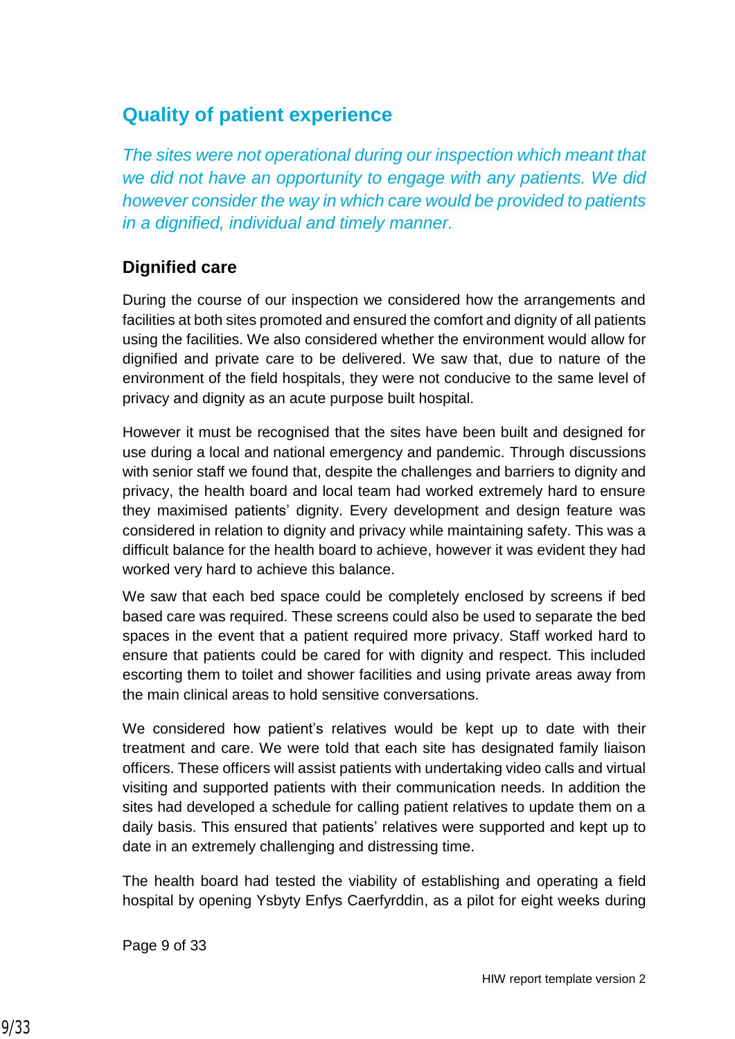## Quality of patient experience

*The sites were not operational during our inspection which meant that we did not have an opportunity to engage with any patients. We did however consider the way in which care would be provided to patients in a dignified, individual and timely manner.*

### Dignified care

During the course of our inspection we considered how the arrangements and facilities at both sites promoted and ensured the comfort and dignity of all patients using the facilities. We also considered whether the environment would allow for dignified and private care to be delivered. We saw that, due to nature of the environment of the field hospitals, they were not conducive to the same level of privacy and dignity as an acute purpose built hospital.

However it must be recognised that the sites have been built and designed for use during a local and national emergency and pandemic. Through discussions with senior staff we found that, despite the challenges and barriers to dignity and privacy, the health board and local team had worked extremely hard to ensure they maximised patients' dignity. Every development and design feature was considered in relation to dignity and privacy while maintaining safety. This was a difficult balance for the health board to achieve, however it was evident they had worked very hard to achieve this balance.

We saw that each bed space could be completely enclosed by screens if bed based care was required. These screens could also be used to separate the bed spaces in the event that a patient required more privacy. Staff worked hard to ensure that patients could be cared for with dignity and respect. This included escorting them to toilet and shower facilities and using private areas away from the main clinical areas to hold sensitive conversations.

We considered how patient's relatives would be kept up to date with their treatment and care. We were told that each site has designated family liaison officers. These officers will assist patients with undertaking video calls and virtual visiting and supported patients with their communication needs. In addition the sites had developed a schedule for calling patient relatives to update them on a daily basis. This ensured that patients' relatives were supported and kept up to date in an extremely challenging and distressing time.

The health board had tested the viability of establishing and operating a field hospital by opening Ysbyty Enfys Caerfyrddin, as a pilot for eight weeks during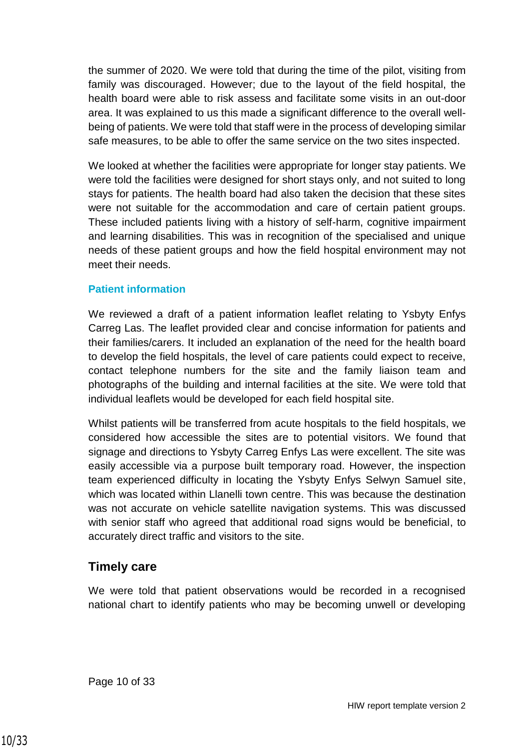the summer of 2020. We were told that during the time of the pilot, visiting from family was discouraged. However; due to the layout of the field hospital, the health board were able to risk assess and facilitate some visits in an out-door area. It was explained to us this made a significant difference to the overall well-being of patients. We were told that staff were in the process of developing similar safe measures, to be able to offer the same service on the two sites inspected.

We looked at whether the facilities were appropriate for longer stay patients. We were told the facilities were designed for short stays only, and not suited to long stays for patients. The health board had also taken the decision that these sites were not suitable for the accommodation and care of certain patient groups. These included patients living with a history of self-harm, cognitive impairment and learning disabilities. This was in recognition of the specialised and unique needs of these patient groups and how the field hospital environment may not meet their needs.

### Patient information

We reviewed a draft of a patient information leaflet relating to Ysbyty Enfys Carreg Las. The leaflet provided clear and concise information for patients and their families/carers. It included an explanation of the need for the health board to develop the field hospitals, the level of care patients could expect to receive, contact telephone numbers for the site and the family liaison team and photographs of the building and internal facilities at the site. We were told that individual leaflets would be developed for each field hospital site.

Whilst patients will be transferred from acute hospitals to the field hospitals, we considered how accessible the sites are to potential visitors. We found that signage and directions to Ysbyty Carreg Enfys Las were excellent. The site was easily accessible via a purpose built temporary road. However, the inspection team experienced difficulty in locating the Ysbyty Enfys Selwyn Samuel site, which was located within Llanelli town centre. This was because the destination was not accurate on vehicle satellite navigation systems. This was discussed with senior staff who agreed that additional road signs would be beneficial, to accurately direct traffic and visitors to the site.

## Timely care

We were told that patient observations would be recorded in a recognised national chart to identify patients who may be becoming unwell or developing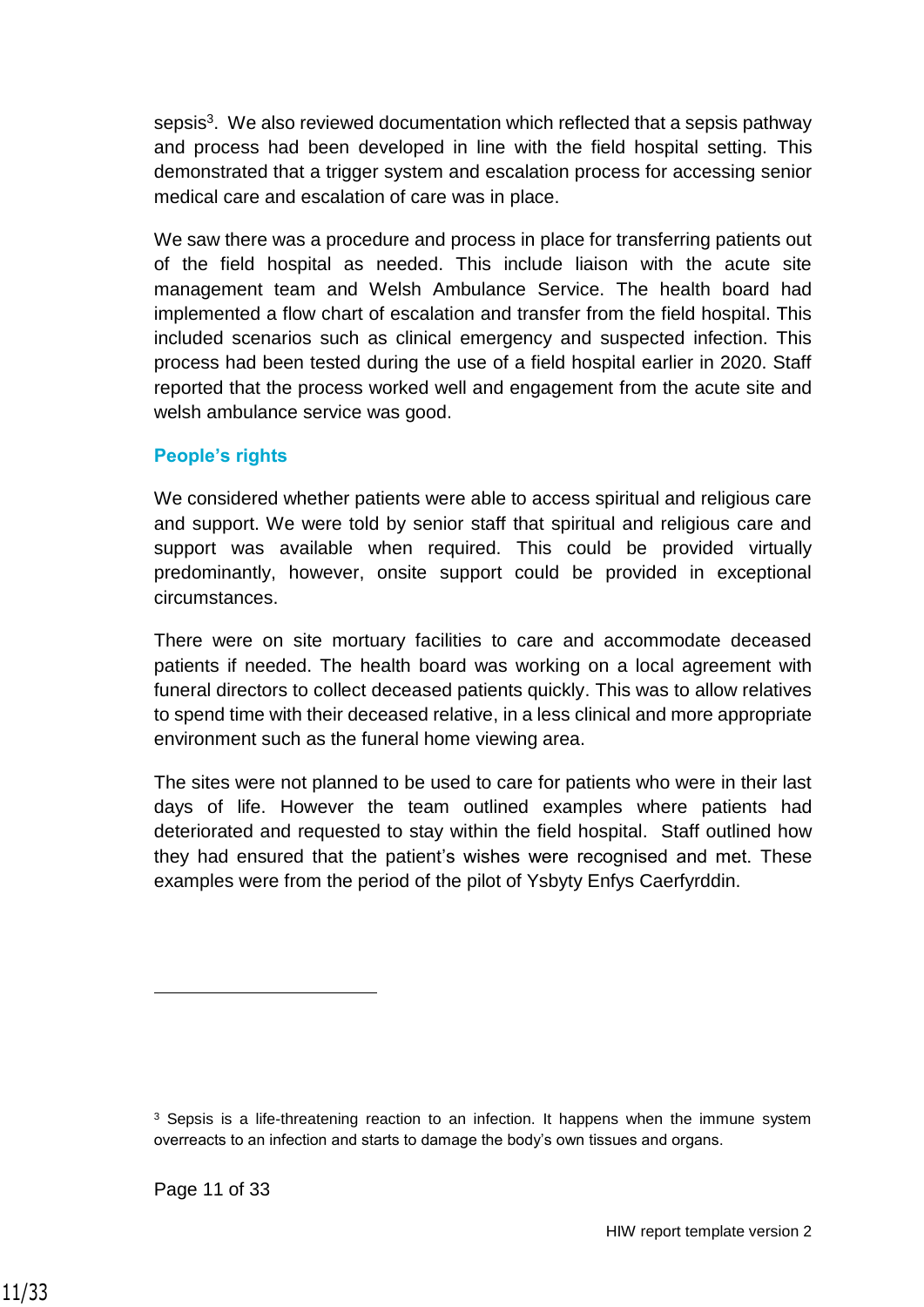sepsis[3]. We also reviewed documentation which reflected that a sepsis pathway and process had been developed in line with the field hospital setting. This demonstrated that a trigger system and escalation process for accessing senior medical care and escalation of care was in place.

We saw there was a procedure and process in place for transferring patients out of the field hospital as needed. This include liaison with the acute site management team and Welsh Ambulance Service. The health board had implemented a flow chart of escalation and transfer from the field hospital. This included scenarios such as clinical emergency and suspected infection. This process had been tested during the use of a field hospital earlier in 2020. Staff reported that the process worked well and engagement from the acute site and welsh ambulance service was good.

### People's rights

We considered whether patients were able to access spiritual and religious care and support. We were told by senior staff that spiritual and religious care and support was available when required. This could be provided virtually predominantly, however, onsite support could be provided in exceptional circumstances.

There were on site mortuary facilities to care and accommodate deceased patients if needed. The health board was working on a local agreement with funeral directors to collect deceased patients quickly. This was to allow relatives to spend time with their deceased relative, in a less clinical and more appropriate environment such as the funeral home viewing area.

The sites were not planned to be used to care for patients who were in their last days of life. However the team outlined examples where patients had deteriorated and requested to stay within the field hospital. Staff outlined how they had ensured that the patient's wishes were recognised and met. These examples were from the period of the pilot of Ysbyty Enfys Caerfyrddin.

---

[3] Sepsis is a life-threatening reaction to an infection. It happens when the immune system overreacts to an infection and starts to damage the body's own tissues and organs.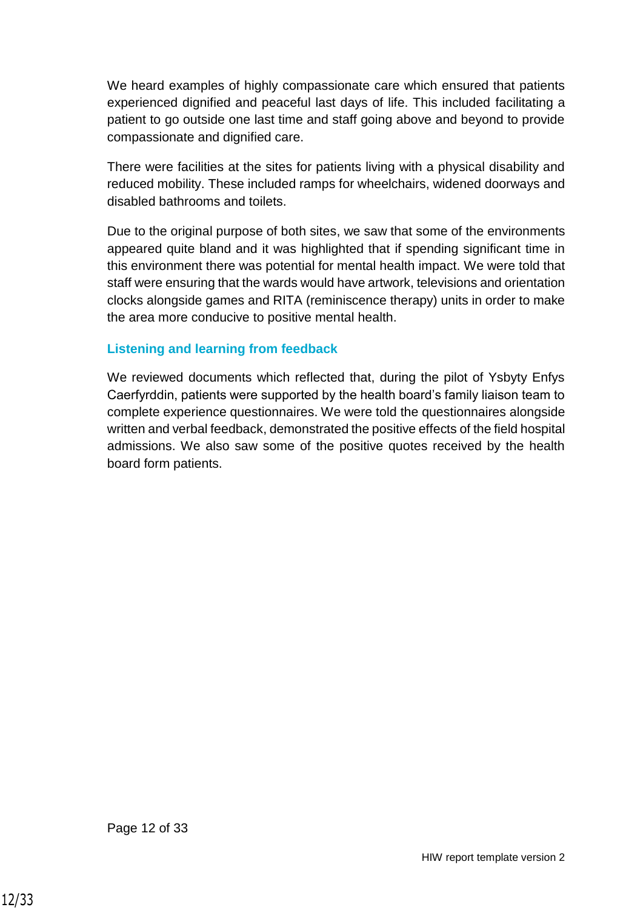We heard examples of highly compassionate care which ensured that patients experienced dignified and peaceful last days of life. This included facilitating a patient to go outside one last time and staff going above and beyond to provide compassionate and dignified care.

There were facilities at the sites for patients living with a physical disability and reduced mobility. These included ramps for wheelchairs, widened doorways and disabled bathrooms and toilets.

Due to the original purpose of both sites, we saw that some of the environments appeared quite bland and it was highlighted that if spending significant time in this environment there was potential for mental health impact. We were told that staff were ensuring that the wards would have artwork, televisions and orientation clocks alongside games and RITA (reminiscence therapy) units in order to make the area more conducive to positive mental health.

### Listening and learning from feedback

We reviewed documents which reflected that, during the pilot of Ysbyty Enfys Caerfyrddin, patients were supported by the health board's family liaison team to complete experience questionnaires. We were told the questionnaires alongside written and verbal feedback, demonstrated the positive effects of the field hospital admissions. We also saw some of the positive quotes received by the health board form patients.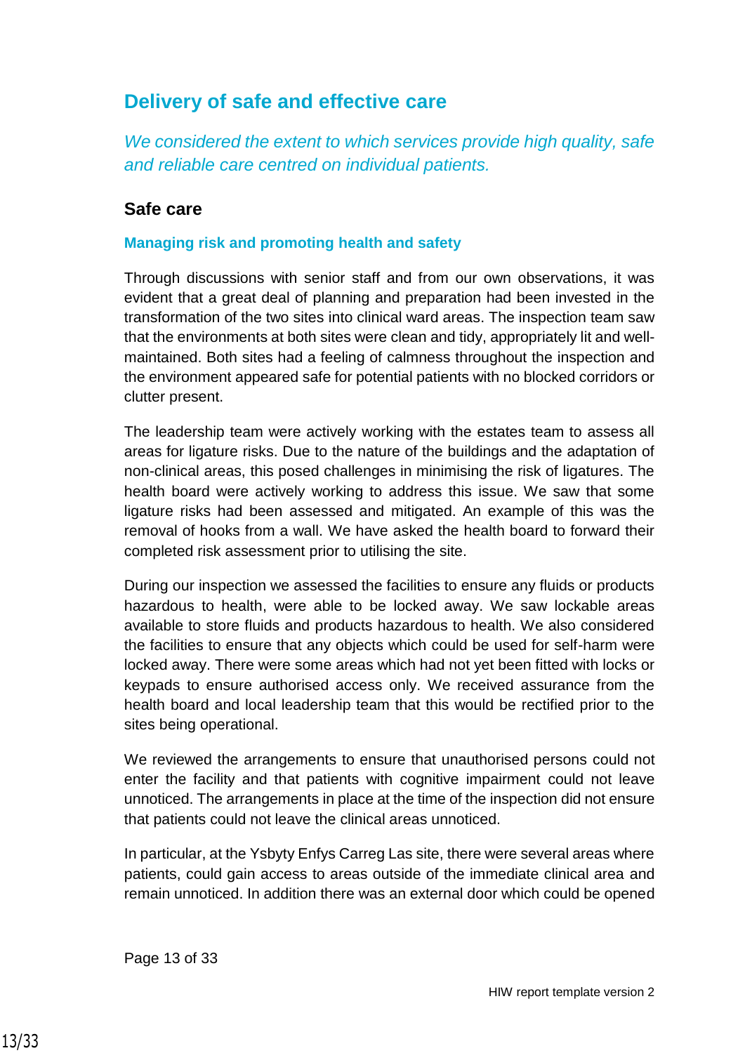## Delivery of safe and effective care

*We considered the extent to which services provide high quality, safe and reliable care centred on individual patients.*

### Safe care

#### Managing risk and promoting health and safety

Through discussions with senior staff and from our own observations, it was evident that a great deal of planning and preparation had been invested in the transformation of the two sites into clinical ward areas. The inspection team saw that the environments at both sites were clean and tidy, appropriately lit and well-maintained. Both sites had a feeling of calmness throughout the inspection and the environment appeared safe for potential patients with no blocked corridors or clutter present.

The leadership team were actively working with the estates team to assess all areas for ligature risks. Due to the nature of the buildings and the adaptation of non-clinical areas, this posed challenges in minimising the risk of ligatures. The health board were actively working to address this issue. We saw that some ligature risks had been assessed and mitigated. An example of this was the removal of hooks from a wall. We have asked the health board to forward their completed risk assessment prior to utilising the site.

During our inspection we assessed the facilities to ensure any fluids or products hazardous to health, were able to be locked away. We saw lockable areas available to store fluids and products hazardous to health. We also considered the facilities to ensure that any objects which could be used for self-harm were locked away. There were some areas which had not yet been fitted with locks or keypads to ensure authorised access only. We received assurance from the health board and local leadership team that this would be rectified prior to the sites being operational.

We reviewed the arrangements to ensure that unauthorised persons could not enter the facility and that patients with cognitive impairment could not leave unnoticed. The arrangements in place at the time of the inspection did not ensure that patients could not leave the clinical areas unnoticed.

In particular, at the Ysbyty Enfys Carreg Las site, there were several areas where patients, could gain access to areas outside of the immediate clinical area and remain unnoticed. In addition there was an external door which could be opened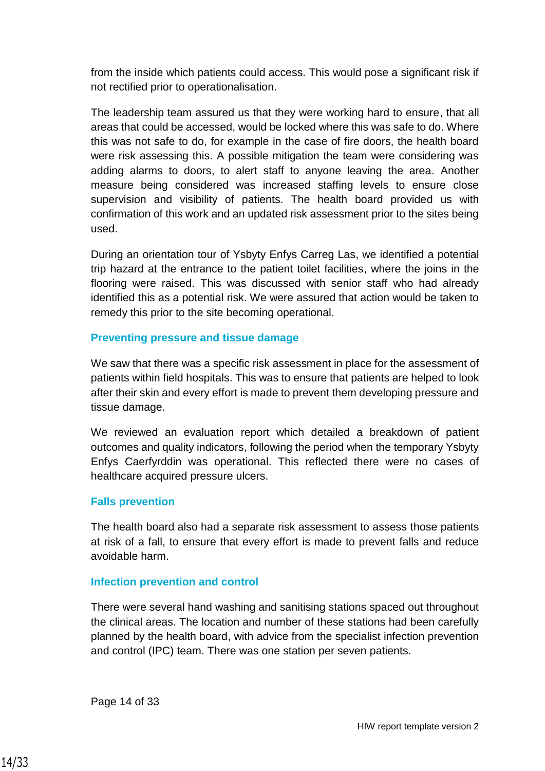from the inside which patients could access. This would pose a significant risk if not rectified prior to operationalisation.

The leadership team assured us that they were working hard to ensure, that all areas that could be accessed, would be locked where this was safe to do. Where this was not safe to do, for example in the case of fire doors, the health board were risk assessing this. A possible mitigation the team were considering was adding alarms to doors, to alert staff to anyone leaving the area. Another measure being considered was increased staffing levels to ensure close supervision and visibility of patients. The health board provided us with confirmation of this work and an updated risk assessment prior to the sites being used.

During an orientation tour of Ysbyty Enfys Carreg Las, we identified a potential trip hazard at the entrance to the patient toilet facilities, where the joins in the flooring were raised. This was discussed with senior staff who had already identified this as a potential risk. We were assured that action would be taken to remedy this prior to the site becoming operational.

### Preventing pressure and tissue damage

We saw that there was a specific risk assessment in place for the assessment of patients within field hospitals. This was to ensure that patients are helped to look after their skin and every effort is made to prevent them developing pressure and tissue damage.

We reviewed an evaluation report which detailed a breakdown of patient outcomes and quality indicators, following the period when the temporary Ysbyty Enfys Caerfyrddin was operational. This reflected there were no cases of healthcare acquired pressure ulcers.

### Falls prevention

The health board also had a separate risk assessment to assess those patients at risk of a fall, to ensure that every effort is made to prevent falls and reduce avoidable harm.

### Infection prevention and control

There were several hand washing and sanitising stations spaced out throughout the clinical areas. The location and number of these stations had been carefully planned by the health board, with advice from the specialist infection prevention and control (IPC) team. There was one station per seven patients.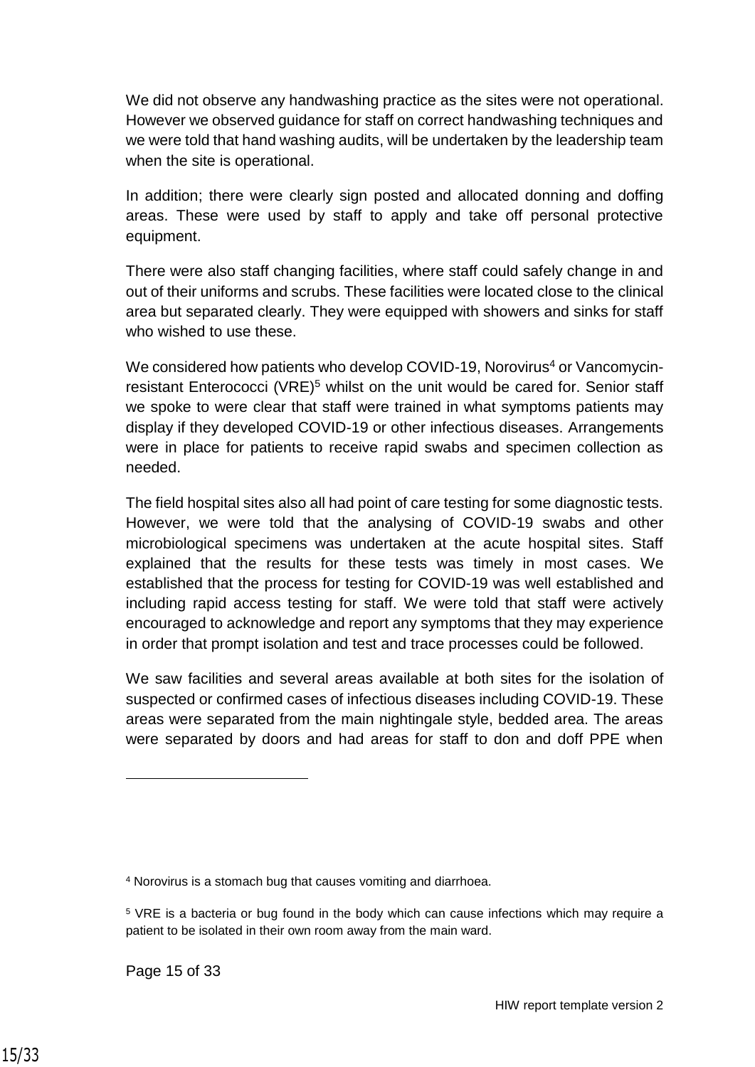We did not observe any handwashing practice as the sites were not operational. However we observed guidance for staff on correct handwashing techniques and we were told that hand washing audits, will be undertaken by the leadership team when the site is operational.

In addition; there were clearly sign posted and allocated donning and doffing areas. These were used by staff to apply and take off personal protective equipment.

There were also staff changing facilities, where staff could safely change in and out of their uniforms and scrubs. These facilities were located close to the clinical area but separated clearly. They were equipped with showers and sinks for staff who wished to use these.

We considered how patients who develop COVID-19, Norovirus[4] or Vancomycin-resistant Enterococci (VRE)[5] whilst on the unit would be cared for. Senior staff we spoke to were clear that staff were trained in what symptoms patients may display if they developed COVID-19 or other infectious diseases. Arrangements were in place for patients to receive rapid swabs and specimen collection as needed.

The field hospital sites also all had point of care testing for some diagnostic tests. However, we were told that the analysing of COVID-19 swabs and other microbiological specimens was undertaken at the acute hospital sites. Staff explained that the results for these tests was timely in most cases. We established that the process for testing for COVID-19 was well established and including rapid access testing for staff. We were told that staff were actively encouraged to acknowledge and report any symptoms that they may experience in order that prompt isolation and test and trace processes could be followed.

We saw facilities and several areas available at both sites for the isolation of suspected or confirmed cases of infectious diseases including COVID-19. These areas were separated from the main nightingale style, bedded area. The areas were separated by doors and had areas for staff to don and doff PPE when

---

[4] Norovirus is a stomach bug that causes vomiting and diarrhoea.

[5] VRE is a bacteria or bug found in the body which can cause infections which may require a patient to be isolated in their own room away from the main ward.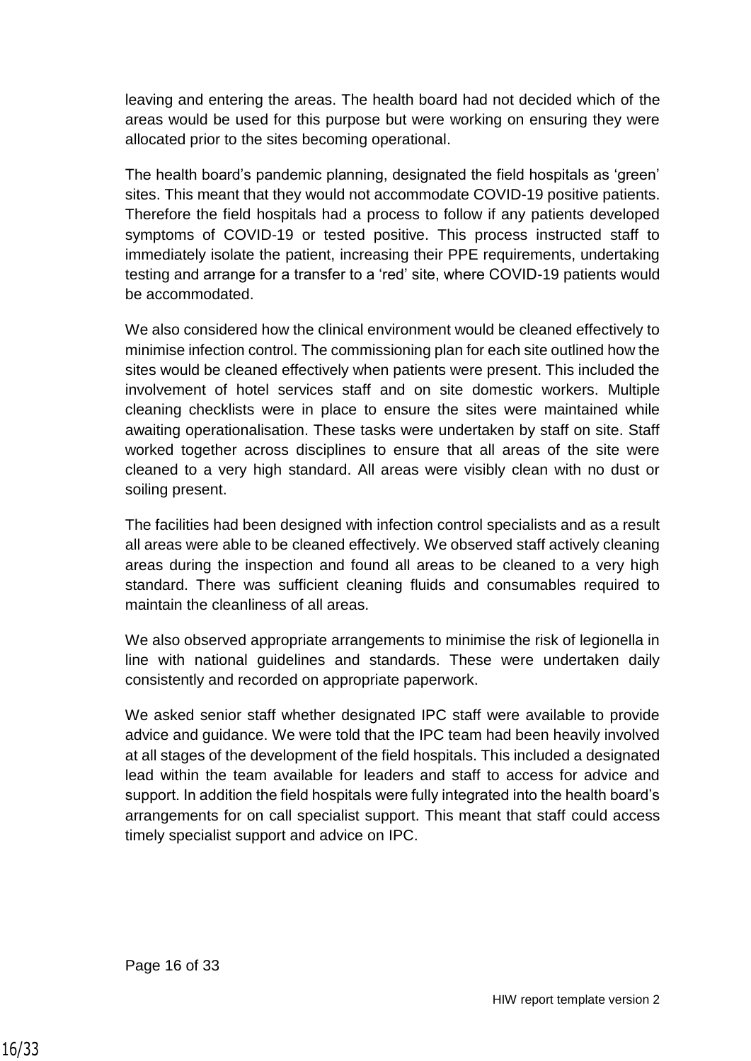leaving and entering the areas. The health board had not decided which of the areas would be used for this purpose but were working on ensuring they were allocated prior to the sites becoming operational.

The health board's pandemic planning, designated the field hospitals as 'green' sites. This meant that they would not accommodate COVID-19 positive patients. Therefore the field hospitals had a process to follow if any patients developed symptoms of COVID-19 or tested positive. This process instructed staff to immediately isolate the patient, increasing their PPE requirements, undertaking testing and arrange for a transfer to a 'red' site, where COVID-19 patients would be accommodated.

We also considered how the clinical environment would be cleaned effectively to minimise infection control. The commissioning plan for each site outlined how the sites would be cleaned effectively when patients were present. This included the involvement of hotel services staff and on site domestic workers. Multiple cleaning checklists were in place to ensure the sites were maintained while awaiting operationalisation. These tasks were undertaken by staff on site. Staff worked together across disciplines to ensure that all areas of the site were cleaned to a very high standard. All areas were visibly clean with no dust or soiling present.

The facilities had been designed with infection control specialists and as a result all areas were able to be cleaned effectively. We observed staff actively cleaning areas during the inspection and found all areas to be cleaned to a very high standard. There was sufficient cleaning fluids and consumables required to maintain the cleanliness of all areas.

We also observed appropriate arrangements to minimise the risk of legionella in line with national guidelines and standards. These were undertaken daily consistently and recorded on appropriate paperwork.

We asked senior staff whether designated IPC staff were available to provide advice and guidance. We were told that the IPC team had been heavily involved at all stages of the development of the field hospitals. This included a designated lead within the team available for leaders and staff to access for advice and support. In addition the field hospitals were fully integrated into the health board's arrangements for on call specialist support. This meant that staff could access timely specialist support and advice on IPC.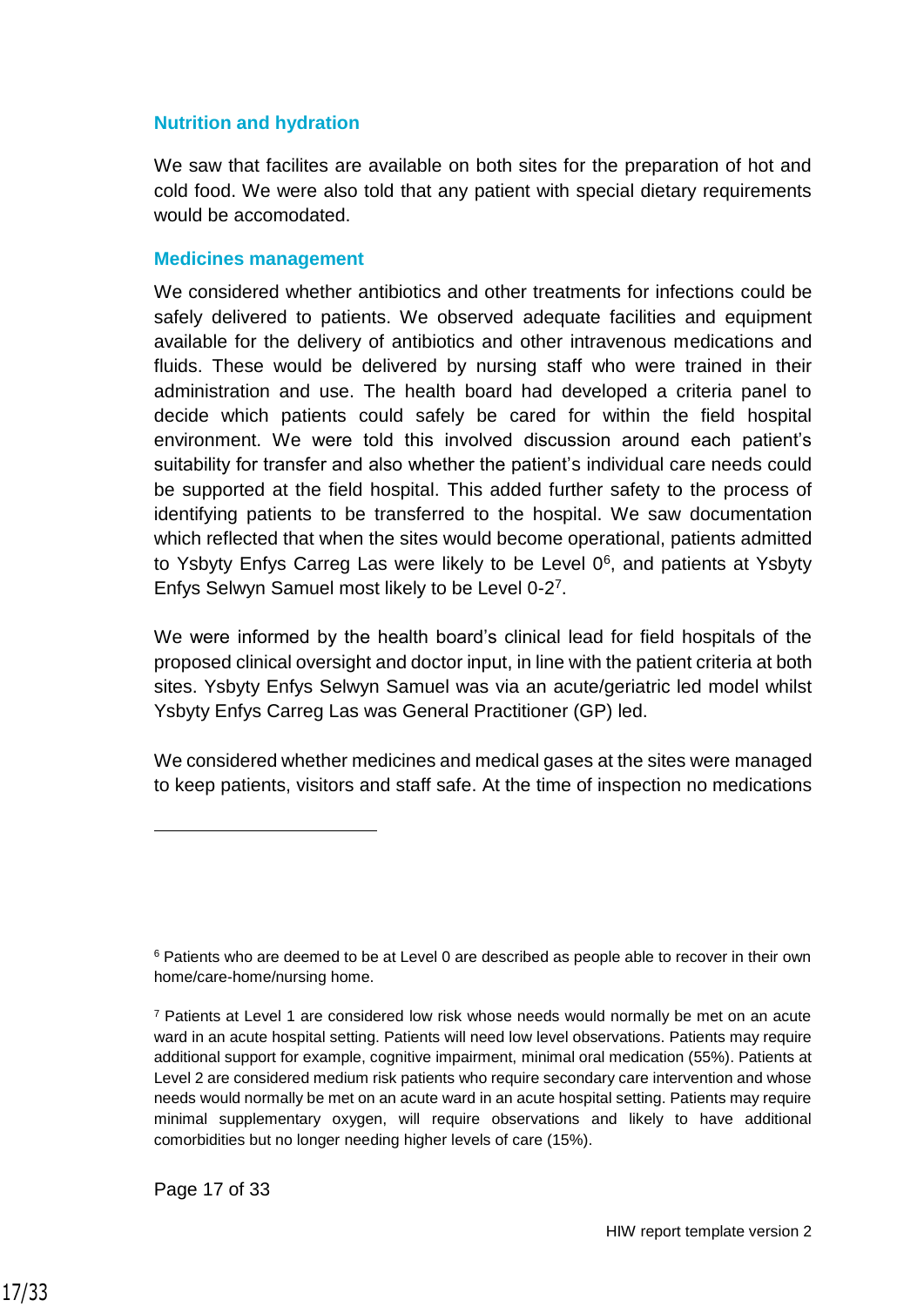### Nutrition and hydration

We saw that facilites are available on both sites for the preparation of hot and cold food. We were also told that any patient with special dietary requirements would be accomodated.

### Medicines management

We considered whether antibiotics and other treatments for infections could be safely delivered to patients. We observed adequate facilities and equipment available for the delivery of antibiotics and other intravenous medications and fluids. These would be delivered by nursing staff who were trained in their administration and use. The health board had developed a criteria panel to decide which patients could safely be cared for within the field hospital environment. We were told this involved discussion around each patient's suitability for transfer and also whether the patient's individual care needs could be supported at the field hospital. This added further safety to the process of identifying patients to be transferred to the hospital. We saw documentation which reflected that when the sites would become operational, patients admitted to Ysbyty Enfys Carreg Las were likely to be Level 0[6], and patients at Ysbyty Enfys Selwyn Samuel most likely to be Level 0-2[7].

We were informed by the health board's clinical lead for field hospitals of the proposed clinical oversight and doctor input, in line with the patient criteria at both sites. Ysbyty Enfys Selwyn Samuel was via an acute/geriatric led model whilst Ysbyty Enfys Carreg Las was General Practitioner (GP) led.

We considered whether medicines and medical gases at the sites were managed to keep patients, visitors and staff safe. At the time of inspection no medications

---

[6] Patients who are deemed to be at Level 0 are described as people able to recover in their own home/care-home/nursing home.

[7] Patients at Level 1 are considered low risk whose needs would normally be met on an acute ward in an acute hospital setting. Patients will need low level observations. Patients may require additional support for example, cognitive impairment, minimal oral medication (55%). Patients at Level 2 are considered medium risk patients who require secondary care intervention and whose needs would normally be met on an acute ward in an acute hospital setting. Patients may require minimal supplementary oxygen, will require observations and likely to have additional comorbidities but no longer needing higher levels of care (15%).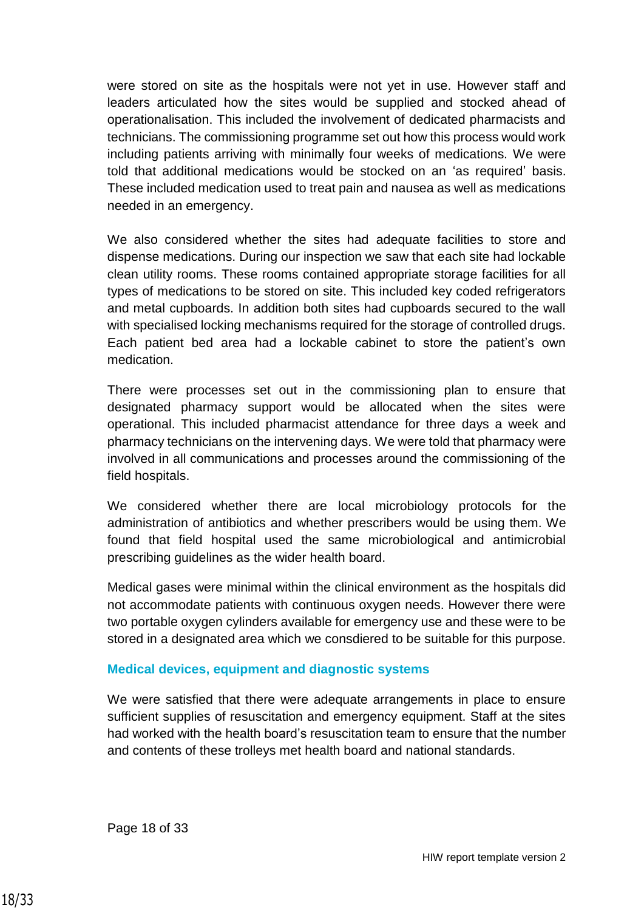were stored on site as the hospitals were not yet in use. However staff and leaders articulated how the sites would be supplied and stocked ahead of operationalisation. This included the involvement of dedicated pharmacists and technicians. The commissioning programme set out how this process would work including patients arriving with minimally four weeks of medications. We were told that additional medications would be stocked on an 'as required' basis. These included medication used to treat pain and nausea as well as medications needed in an emergency.

We also considered whether the sites had adequate facilities to store and dispense medications. During our inspection we saw that each site had lockable clean utility rooms. These rooms contained appropriate storage facilities for all types of medications to be stored on site. This included key coded refrigerators and metal cupboards. In addition both sites had cupboards secured to the wall with specialised locking mechanisms required for the storage of controlled drugs. Each patient bed area had a lockable cabinet to store the patient's own medication.

There were processes set out in the commissioning plan to ensure that designated pharmacy support would be allocated when the sites were operational. This included pharmacist attendance for three days a week and pharmacy technicians on the intervening days. We were told that pharmacy were involved in all communications and processes around the commissioning of the field hospitals.

We considered whether there are local microbiology protocols for the administration of antibiotics and whether prescribers would be using them. We found that field hospital used the same microbiological and antimicrobial prescribing guidelines as the wider health board.

Medical gases were minimal within the clinical environment as the hospitals did not accommodate patients with continuous oxygen needs. However there were two portable oxygen cylinders available for emergency use and these were to be stored in a designated area which we consdiered to be suitable for this purpose.

### Medical devices, equipment and diagnostic systems

We were satisfied that there were adequate arrangements in place to ensure sufficient supplies of resuscitation and emergency equipment. Staff at the sites had worked with the health board's resuscitation team to ensure that the number and contents of these trolleys met health board and national standards.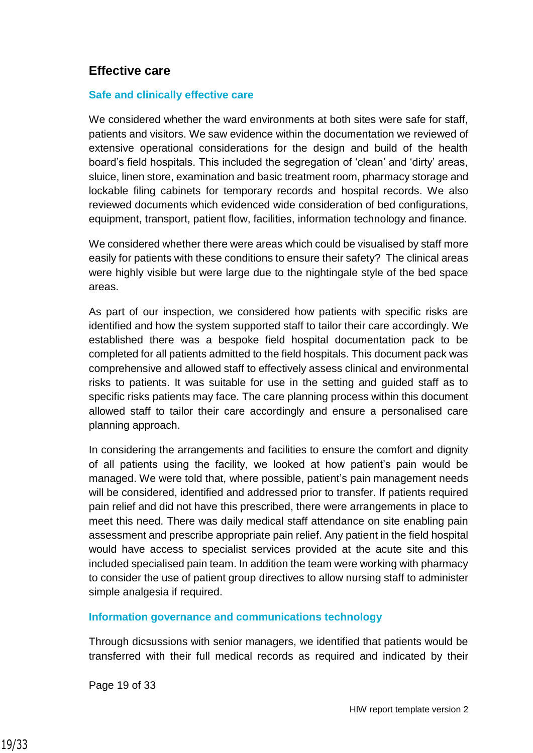## Effective care

### Safe and clinically effective care

We considered whether the ward environments at both sites were safe for staff, patients and visitors. We saw evidence within the documentation we reviewed of extensive operational considerations for the design and build of the health board's field hospitals. This included the segregation of 'clean' and 'dirty' areas, sluice, linen store, examination and basic treatment room, pharmacy storage and lockable filing cabinets for temporary records and hospital records. We also reviewed documents which evidenced wide consideration of bed configurations, equipment, transport, patient flow, facilities, information technology and finance.

We considered whether there were areas which could be visualised by staff more easily for patients with these conditions to ensure their safety? The clinical areas were highly visible but were large due to the nightingale style of the bed space areas.

As part of our inspection, we considered how patients with specific risks are identified and how the system supported staff to tailor their care accordingly. We established there was a bespoke field hospital documentation pack to be completed for all patients admitted to the field hospitals. This document pack was comprehensive and allowed staff to effectively assess clinical and environmental risks to patients. It was suitable for use in the setting and guided staff as to specific risks patients may face. The care planning process within this document allowed staff to tailor their care accordingly and ensure a personalised care planning approach.

In considering the arrangements and facilities to ensure the comfort and dignity of all patients using the facility, we looked at how patient's pain would be managed. We were told that, where possible, patient's pain management needs will be considered, identified and addressed prior to transfer. If patients required pain relief and did not have this prescribed, there were arrangements in place to meet this need. There was daily medical staff attendance on site enabling pain assessment and prescribe appropriate pain relief. Any patient in the field hospital would have access to specialist services provided at the acute site and this included specialised pain team. In addition the team were working with pharmacy to consider the use of patient group directives to allow nursing staff to administer simple analgesia if required.

### Information governance and communications technology

Through dicsussions with senior managers, we identified that patients would be transferred with their full medical records as required and indicated by their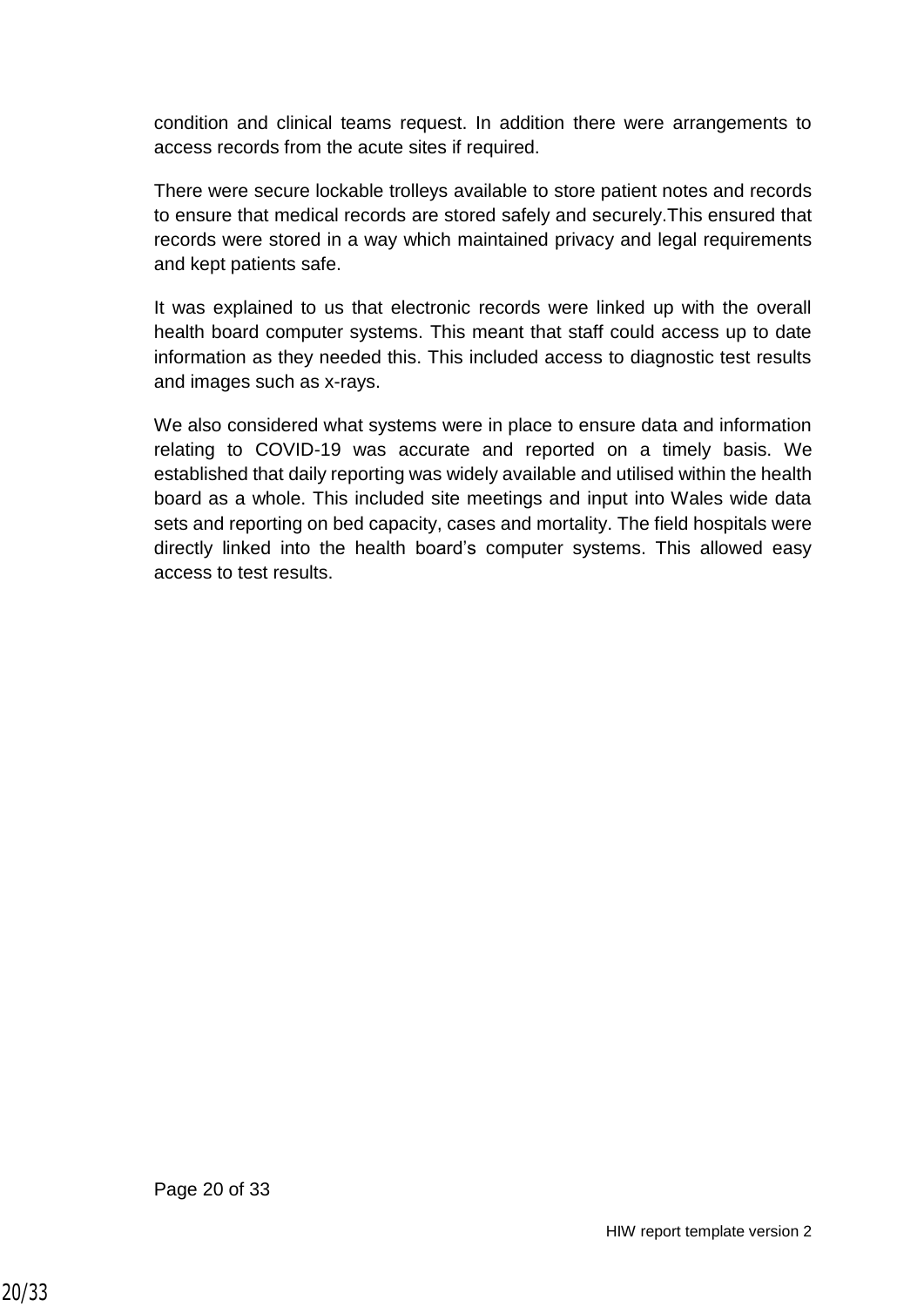condition and clinical teams request. In addition there were arrangements to access records from the acute sites if required.

There were secure lockable trolleys available to store patient notes and records to ensure that medical records are stored safely and securely.This ensured that records were stored in a way which maintained privacy and legal requirements and kept patients safe.

It was explained to us that electronic records were linked up with the overall health board computer systems. This meant that staff could access up to date information as they needed this. This included access to diagnostic test results and images such as x-rays.

We also considered what systems were in place to ensure data and information relating to COVID-19 was accurate and reported on a timely basis. We established that daily reporting was widely available and utilised within the health board as a whole. This included site meetings and input into Wales wide data sets and reporting on bed capacity, cases and mortality. The field hospitals were directly linked into the health board's computer systems. This allowed easy access to test results.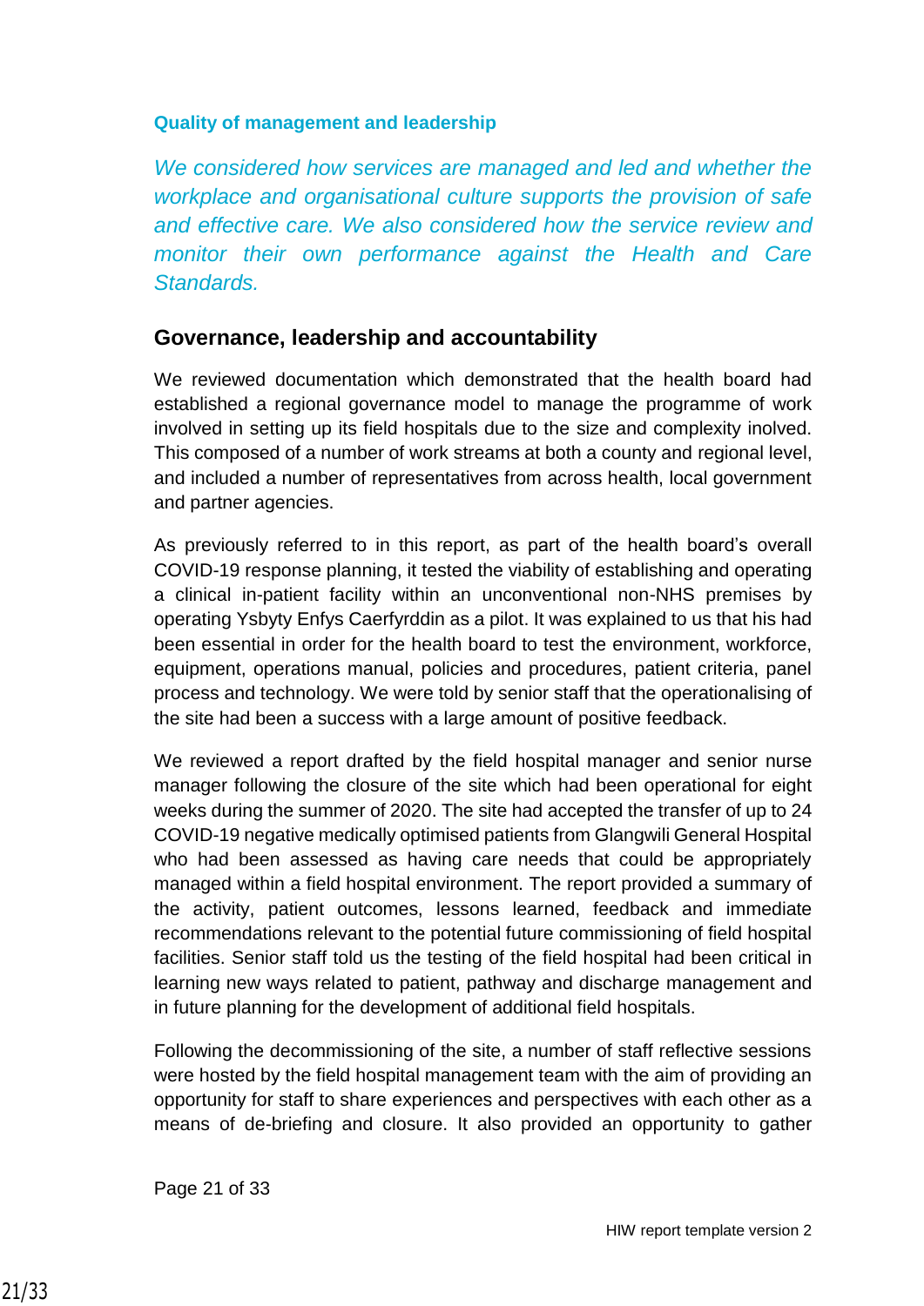### Quality of management and leadership

*We considered how services are managed and led and whether the workplace and organisational culture supports the provision of safe and effective care. We also considered how the service review and monitor their own performance against the Health and Care Standards.*

## Governance, leadership and accountability

We reviewed documentation which demonstrated that the health board had established a regional governance model to manage the programme of work involved in setting up its field hospitals due to the size and complexity inolved. This composed of a number of work streams at both a county and regional level, and included a number of representatives from across health, local government and partner agencies.

As previously referred to in this report, as part of the health board's overall COVID-19 response planning, it tested the viability of establishing and operating a clinical in-patient facility within an unconventional non-NHS premises by operating Ysbyty Enfys Caerfyrddin as a pilot. It was explained to us that his had been essential in order for the health board to test the environment, workforce, equipment, operations manual, policies and procedures, patient criteria, panel process and technology. We were told by senior staff that the operationalising of the site had been a success with a large amount of positive feedback.

We reviewed a report drafted by the field hospital manager and senior nurse manager following the closure of the site which had been operational for eight weeks during the summer of 2020. The site had accepted the transfer of up to 24 COVID-19 negative medically optimised patients from Glangwili General Hospital who had been assessed as having care needs that could be appropriately managed within a field hospital environment. The report provided a summary of the activity, patient outcomes, lessons learned, feedback and immediate recommendations relevant to the potential future commissioning of field hospital facilities. Senior staff told us the testing of the field hospital had been critical in learning new ways related to patient, pathway and discharge management and in future planning for the development of additional field hospitals.

Following the decommissioning of the site, a number of staff reflective sessions were hosted by the field hospital management team with the aim of providing an opportunity for staff to share experiences and perspectives with each other as a means of de-briefing and closure. It also provided an opportunity to gather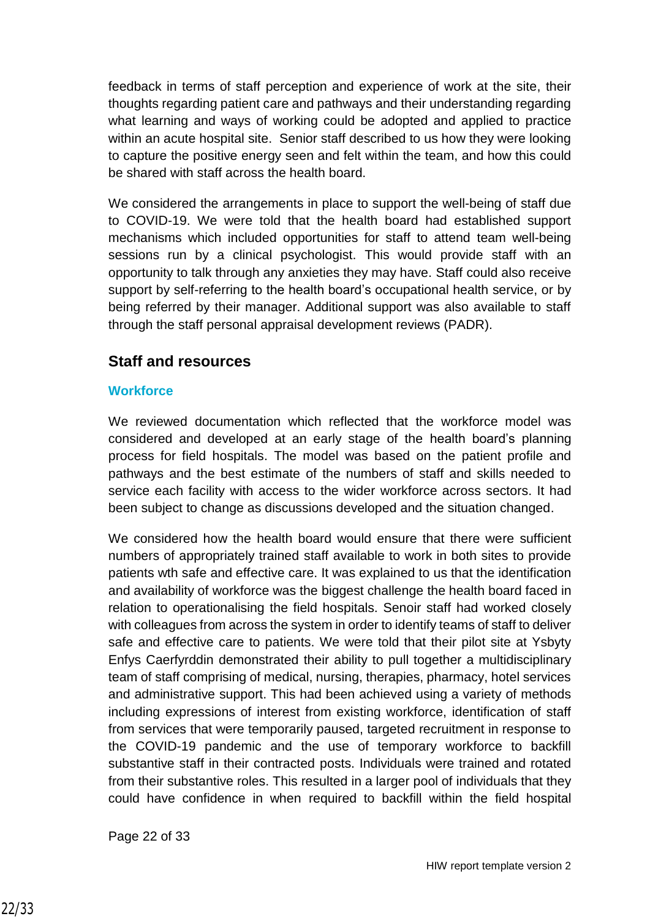feedback in terms of staff perception and experience of work at the site, their thoughts regarding patient care and pathways and their understanding regarding what learning and ways of working could be adopted and applied to practice within an acute hospital site. Senior staff described to us how they were looking to capture the positive energy seen and felt within the team, and how this could be shared with staff across the health board.

We considered the arrangements in place to support the well-being of staff due to COVID-19. We were told that the health board had established support mechanisms which included opportunities for staff to attend team well-being sessions run by a clinical psychologist. This would provide staff with an opportunity to talk through any anxieties they may have. Staff could also receive support by self-referring to the health board's occupational health service, or by being referred by their manager. Additional support was also available to staff through the staff personal appraisal development reviews (PADR).

## Staff and resources

### Workforce

We reviewed documentation which reflected that the workforce model was considered and developed at an early stage of the health board's planning process for field hospitals. The model was based on the patient profile and pathways and the best estimate of the numbers of staff and skills needed to service each facility with access to the wider workforce across sectors. It had been subject to change as discussions developed and the situation changed.

We considered how the health board would ensure that there were sufficient numbers of appropriately trained staff available to work in both sites to provide patients wth safe and effective care. It was explained to us that the identification and availability of workforce was the biggest challenge the health board faced in relation to operationalising the field hospitals. Senoir staff had worked closely with colleagues from across the system in order to identify teams of staff to deliver safe and effective care to patients. We were told that their pilot site at Ysbyty Enfys Caerfyrddin demonstrated their ability to pull together a multidisciplinary team of staff comprising of medical, nursing, therapies, pharmacy, hotel services and administrative support. This had been achieved using a variety of methods including expressions of interest from existing workforce, identification of staff from services that were temporarily paused, targeted recruitment in response to the COVID-19 pandemic and the use of temporary workforce to backfill substantive staff in their contracted posts. Individuals were trained and rotated from their substantive roles. This resulted in a larger pool of individuals that they could have confidence in when required to backfill within the field hospital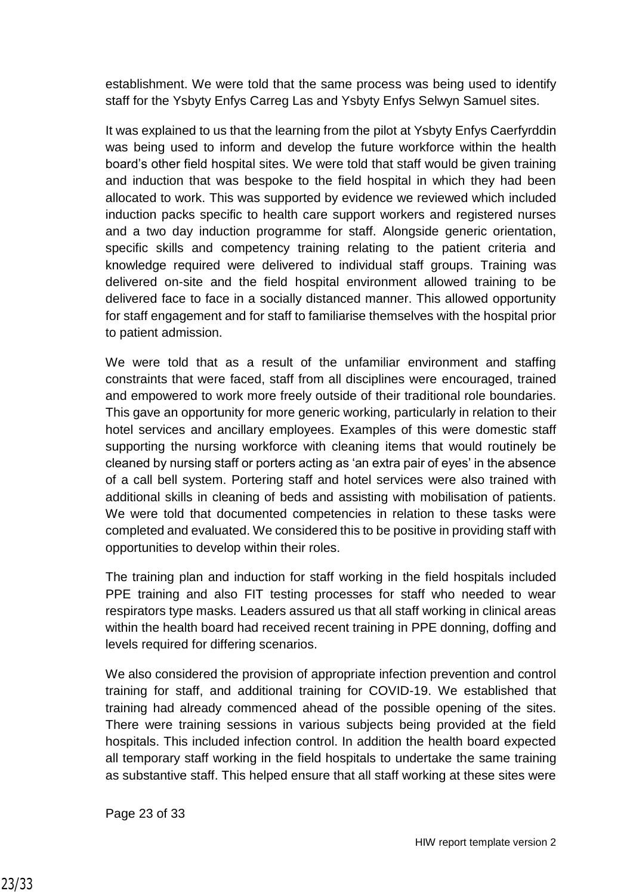establishment. We were told that the same process was being used to identify staff for the Ysbyty Enfys Carreg Las and Ysbyty Enfys Selwyn Samuel sites.

It was explained to us that the learning from the pilot at Ysbyty Enfys Caerfyrddin was being used to inform and develop the future workforce within the health board's other field hospital sites. We were told that staff would be given training and induction that was bespoke to the field hospital in which they had been allocated to work. This was supported by evidence we reviewed which included induction packs specific to health care support workers and registered nurses and a two day induction programme for staff. Alongside generic orientation, specific skills and competency training relating to the patient criteria and knowledge required were delivered to individual staff groups. Training was delivered on-site and the field hospital environment allowed training to be delivered face to face in a socially distanced manner. This allowed opportunity for staff engagement and for staff to familiarise themselves with the hospital prior to patient admission.

We were told that as a result of the unfamiliar environment and staffing constraints that were faced, staff from all disciplines were encouraged, trained and empowered to work more freely outside of their traditional role boundaries. This gave an opportunity for more generic working, particularly in relation to their hotel services and ancillary employees. Examples of this were domestic staff supporting the nursing workforce with cleaning items that would routinely be cleaned by nursing staff or porters acting as 'an extra pair of eyes' in the absence of a call bell system. Portering staff and hotel services were also trained with additional skills in cleaning of beds and assisting with mobilisation of patients. We were told that documented competencies in relation to these tasks were completed and evaluated. We considered this to be positive in providing staff with opportunities to develop within their roles.

The training plan and induction for staff working in the field hospitals included PPE training and also FIT testing processes for staff who needed to wear respirators type masks. Leaders assured us that all staff working in clinical areas within the health board had received recent training in PPE donning, doffing and levels required for differing scenarios.

We also considered the provision of appropriate infection prevention and control training for staff, and additional training for COVID-19. We established that training had already commenced ahead of the possible opening of the sites. There were training sessions in various subjects being provided at the field hospitals. This included infection control. In addition the health board expected all temporary staff working in the field hospitals to undertake the same training as substantive staff. This helped ensure that all staff working at these sites were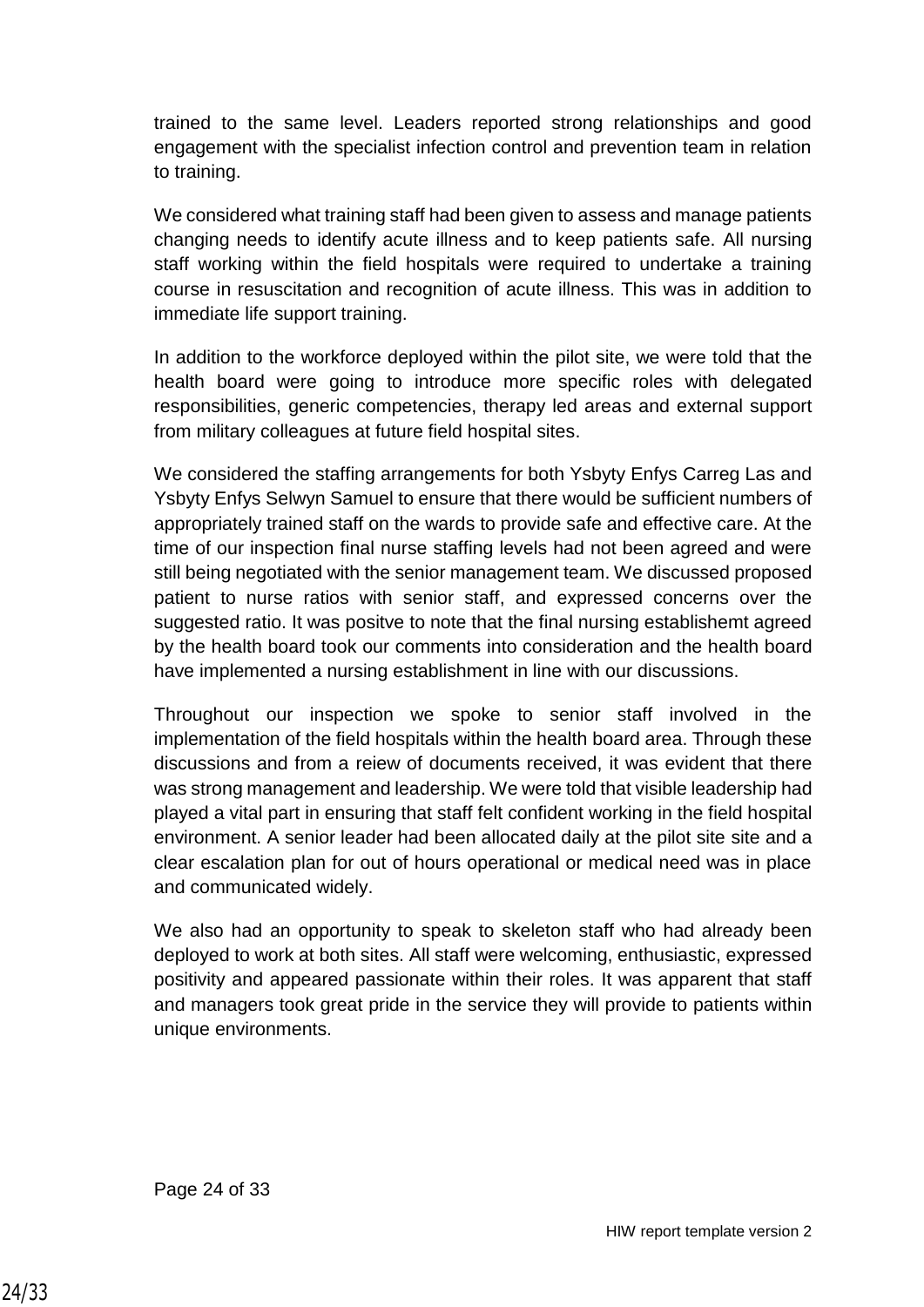trained to the same level. Leaders reported strong relationships and good engagement with the specialist infection control and prevention team in relation to training.

We considered what training staff had been given to assess and manage patients changing needs to identify acute illness and to keep patients safe. All nursing staff working within the field hospitals were required to undertake a training course in resuscitation and recognition of acute illness. This was in addition to immediate life support training.

In addition to the workforce deployed within the pilot site, we were told that the health board were going to introduce more specific roles with delegated responsibilities, generic competencies, therapy led areas and external support from military colleagues at future field hospital sites.

We considered the staffing arrangements for both Ysbyty Enfys Carreg Las and Ysbyty Enfys Selwyn Samuel to ensure that there would be sufficient numbers of appropriately trained staff on the wards to provide safe and effective care. At the time of our inspection final nurse staffing levels had not been agreed and were still being negotiated with the senior management team. We discussed proposed patient to nurse ratios with senior staff, and expressed concerns over the suggested ratio. It was positve to note that the final nursing establishemt agreed by the health board took our comments into consideration and the health board have implemented a nursing establishment in line with our discussions.

Throughout our inspection we spoke to senior staff involved in the implementation of the field hospitals within the health board area. Through these discussions and from a reiew of documents received, it was evident that there was strong management and leadership. We were told that visible leadership had played a vital part in ensuring that staff felt confident working in the field hospital environment. A senior leader had been allocated daily at the pilot site site and a clear escalation plan for out of hours operational or medical need was in place and communicated widely.

We also had an opportunity to speak to skeleton staff who had already been deployed to work at both sites. All staff were welcoming, enthusiastic, expressed positivity and appeared passionate within their roles. It was apparent that staff and managers took great pride in the service they will provide to patients within unique environments.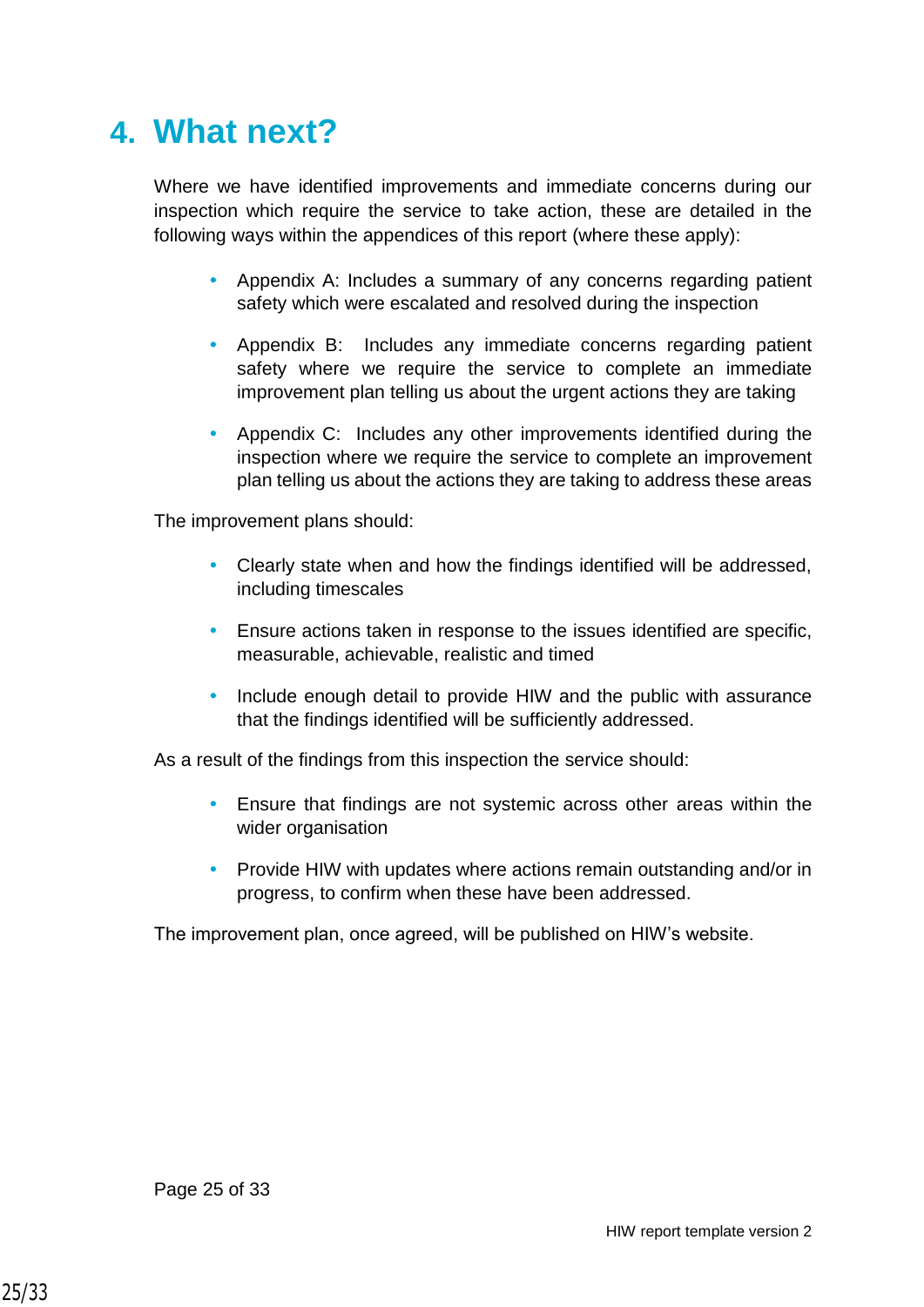# 4. What next?

Where we have identified improvements and immediate concerns during our inspection which require the service to take action, these are detailed in the following ways within the appendices of this report (where these apply):

- Appendix A: Includes a summary of any concerns regarding patient safety which were escalated and resolved during the inspection
- Appendix B: Includes any immediate concerns regarding patient safety where we require the service to complete an immediate improvement plan telling us about the urgent actions they are taking
- Appendix C: Includes any other improvements identified during the inspection where we require the service to complete an improvement plan telling us about the actions they are taking to address these areas

The improvement plans should:

- Clearly state when and how the findings identified will be addressed, including timescales
- Ensure actions taken in response to the issues identified are specific, measurable, achievable, realistic and timed
- Include enough detail to provide HIW and the public with assurance that the findings identified will be sufficiently addressed.

As a result of the findings from this inspection the service should:

- Ensure that findings are not systemic across other areas within the wider organisation
- Provide HIW with updates where actions remain outstanding and/or in progress, to confirm when these have been addressed.

The improvement plan, once agreed, will be published on HIW's website.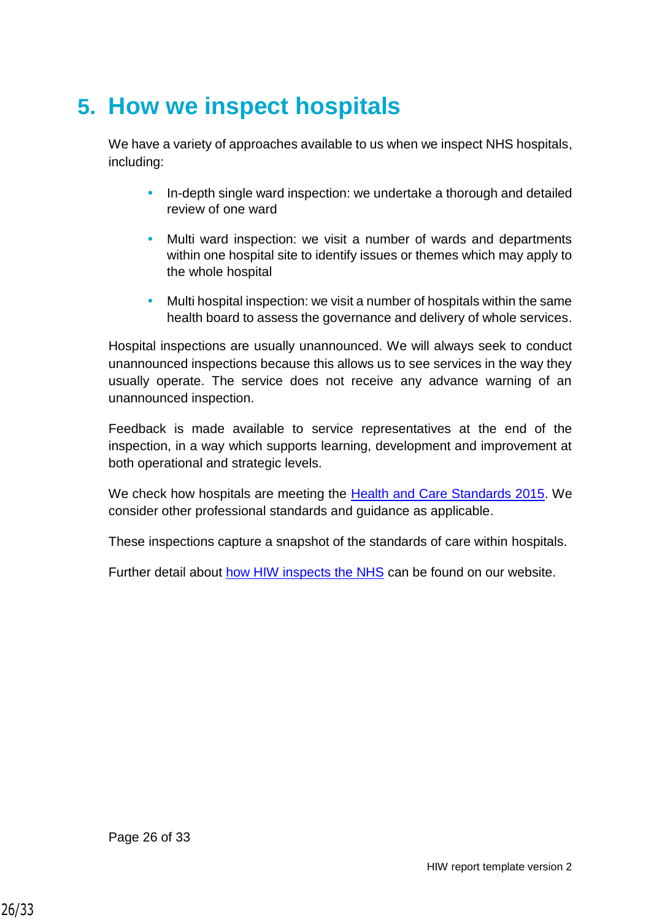# 5. How we inspect hospitals

We have a variety of approaches available to us when we inspect NHS hospitals, including:

- In-depth single ward inspection: we undertake a thorough and detailed review of one ward
- Multi ward inspection: we visit a number of wards and departments within one hospital site to identify issues or themes which may apply to the whole hospital
- Multi hospital inspection: we visit a number of hospitals within the same health board to assess the governance and delivery of whole services.

Hospital inspections are usually unannounced. We will always seek to conduct unannounced inspections because this allows us to see services in the way they usually operate. The service does not receive any advance warning of an unannounced inspection.

Feedback is made available to service representatives at the end of the inspection, in a way which supports learning, development and improvement at both operational and strategic levels.

We check how hospitals are meeting the Health and Care Standards 2015. We consider other professional standards and guidance as applicable.

These inspections capture a snapshot of the standards of care within hospitals.

Further detail about how HIW inspects the NHS can be found on our website.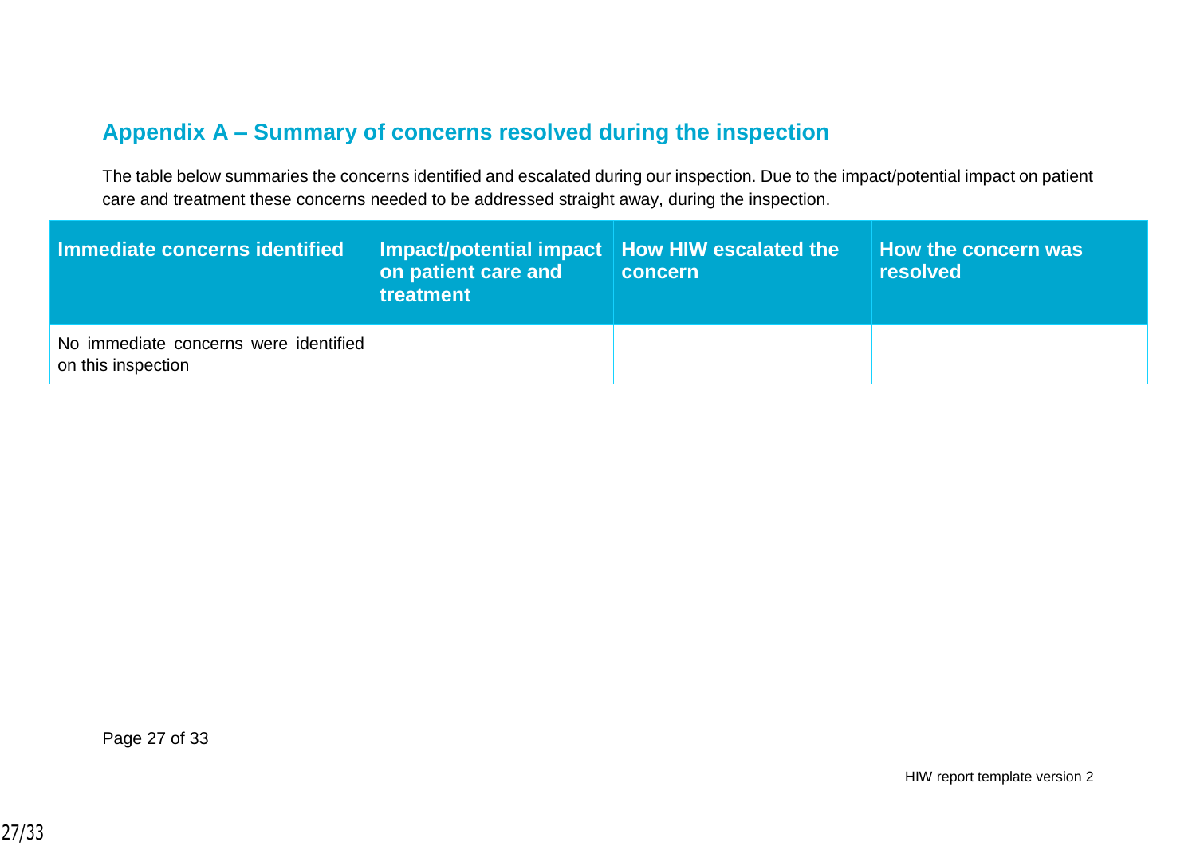## Appendix A – Summary of concerns resolved during the inspection

The table below summaries the concerns identified and escalated during our inspection. Due to the impact/potential impact on patient care and treatment these concerns needed to be addressed straight away, during the inspection.

| Immediate concerns identified | Impact/potential impact on patient care and treatment | How HIW escalated the concern | How the concern was resolved |
|---|---|---|---|
| No immediate concerns were identified on this inspection | | | |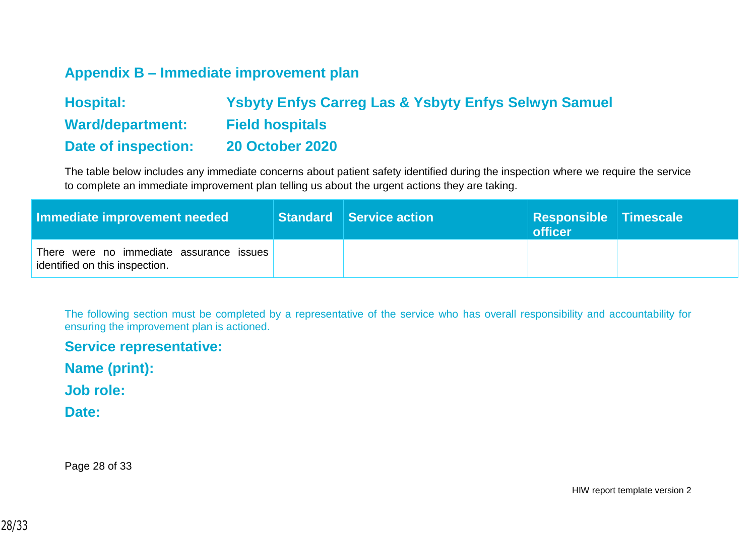## Appendix B – Immediate improvement plan

**Hospital:** Ysbyty Enfys Carreg Las & Ysbyty Enfys Selwyn Samuel

**Ward/department:** Field hospitals

**Date of inspection:** 20 October 2020

The table below includes any immediate concerns about patient safety identified during the inspection where we require the service to complete an immediate improvement plan telling us about the urgent actions they are taking.

| Immediate improvement needed | Standard | Service action | Responsible officer | Timescale |
|---|---|---|---|---|
| There were no immediate assurance issues identified on this inspection. | | | | |

The following section must be completed by a representative of the service who has overall responsibility and accountability for ensuring the improvement plan is actioned.

**Service representative:**

**Name (print):**

**Job role:**

**Date:**

HIW report template version 2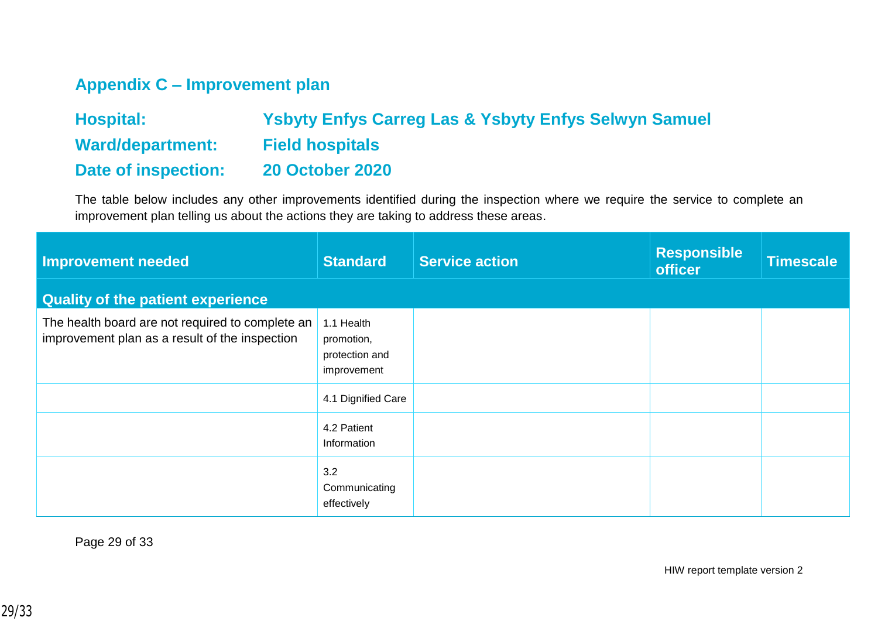## Appendix C – Improvement plan

**Hospital:** Ysbyty Enfys Carreg Las & Ysbyty Enfys Selwyn Samuel

**Ward/department:** Field hospitals

**Date of inspection:** 20 October 2020

The table below includes any other improvements identified during the inspection where we require the service to complete an improvement plan telling us about the actions they are taking to address these areas.

| Improvement needed | Standard | Service action | Responsible officer | Timescale |
|---|---|---|---|---|
| **Quality of the patient experience** | | | | |
| The health board are not required to complete an improvement plan as a result of the inspection | 1.1 Health promotion, protection and improvement | | | |
| | 4.1 Dignified Care | | | |
| | 4.2 Patient Information | | | |
| | 3.2 Communicating effectively | | | |

HIW report template version 2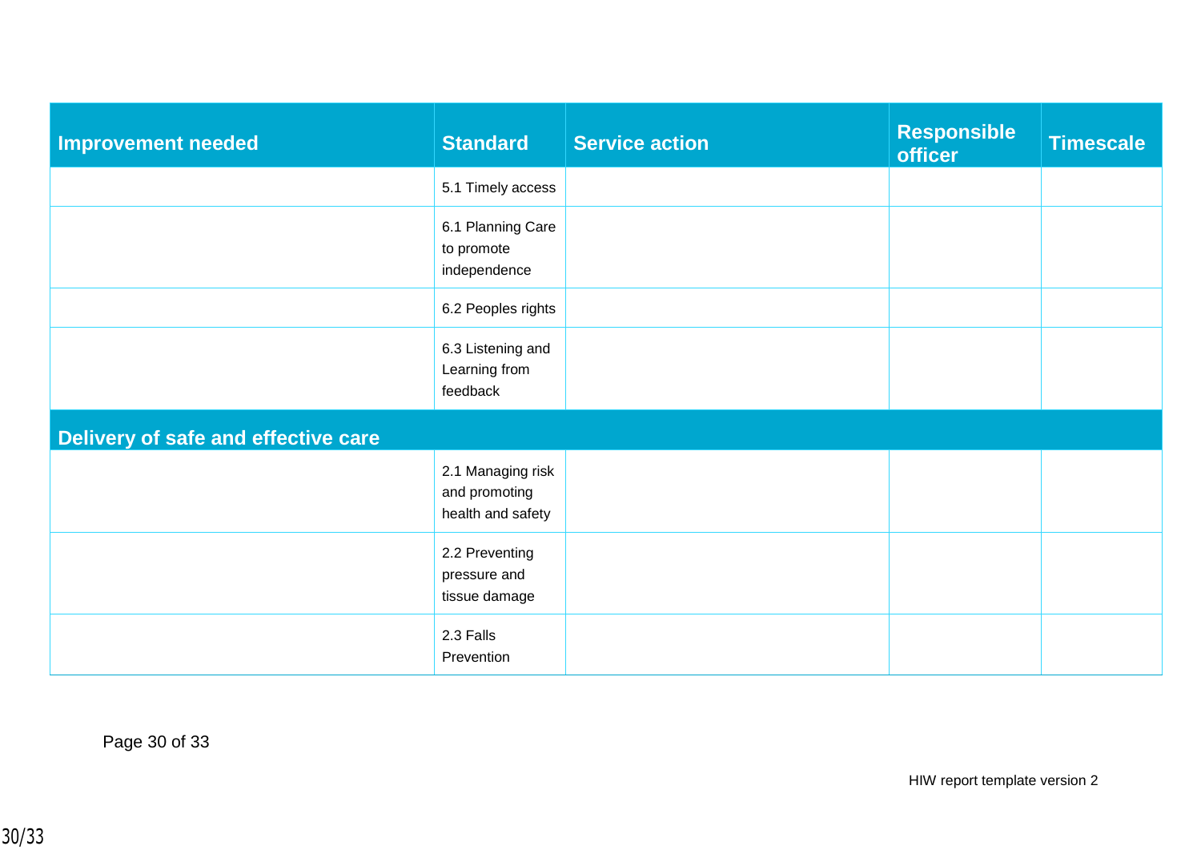| Improvement needed | Standard | Service action | Responsible officer | Timescale |
|---|---|---|---|---|
| | 5.1 Timely access | | | |
| | 6.1 Planning Care to promote independence | | | |
| | 6.2 Peoples rights | | | |
| | 6.3 Listening and Learning from feedback | | | |
| **Delivery of safe and effective care** | | | | |
| | 2.1 Managing risk and promoting health and safety | | | |
| | 2.2 Preventing pressure and tissue damage | | | |
| | 2.3 Falls Prevention | | | |

HIW report template version 2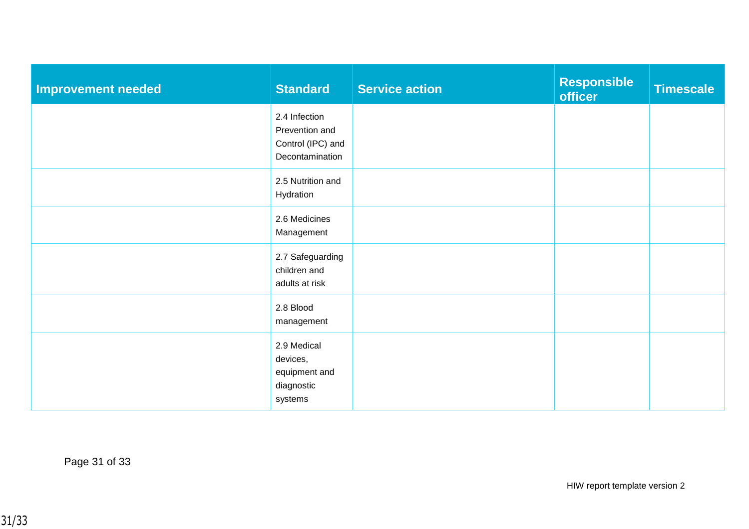| Improvement needed | Standard | Service action | Responsible officer | Timescale |
|---|---|---|---|---|
| | 2.4 Infection Prevention and Control (IPC) and Decontamination | | | |
| | 2.5 Nutrition and Hydration | | | |
| | 2.6 Medicines Management | | | |
| | 2.7 Safeguarding children and adults at risk | | | |
| | 2.8 Blood management | | | |
| | 2.9 Medical devices, equipment and diagnostic systems | | | |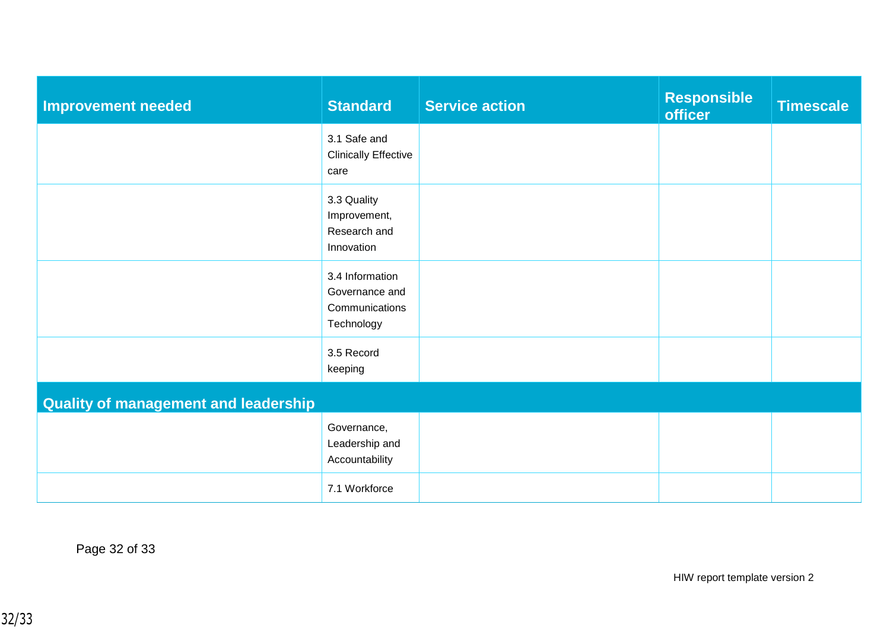| Improvement needed | Standard | Service action | Responsible officer | Timescale |
| --- | --- | --- | --- | --- |
| | 3.1 Safe and Clinically Effective care | | | |
| | 3.3 Quality Improvement, Research and Innovation | | | |
| | 3.4 Information Governance and Communications Technology | | | |
| | 3.5 Record keeping | | | |
| **Quality of management and leadership** | | | | |
| | Governance, Leadership and Accountability | | | |
| | 7.1 Workforce | | | |

HIW report template version 2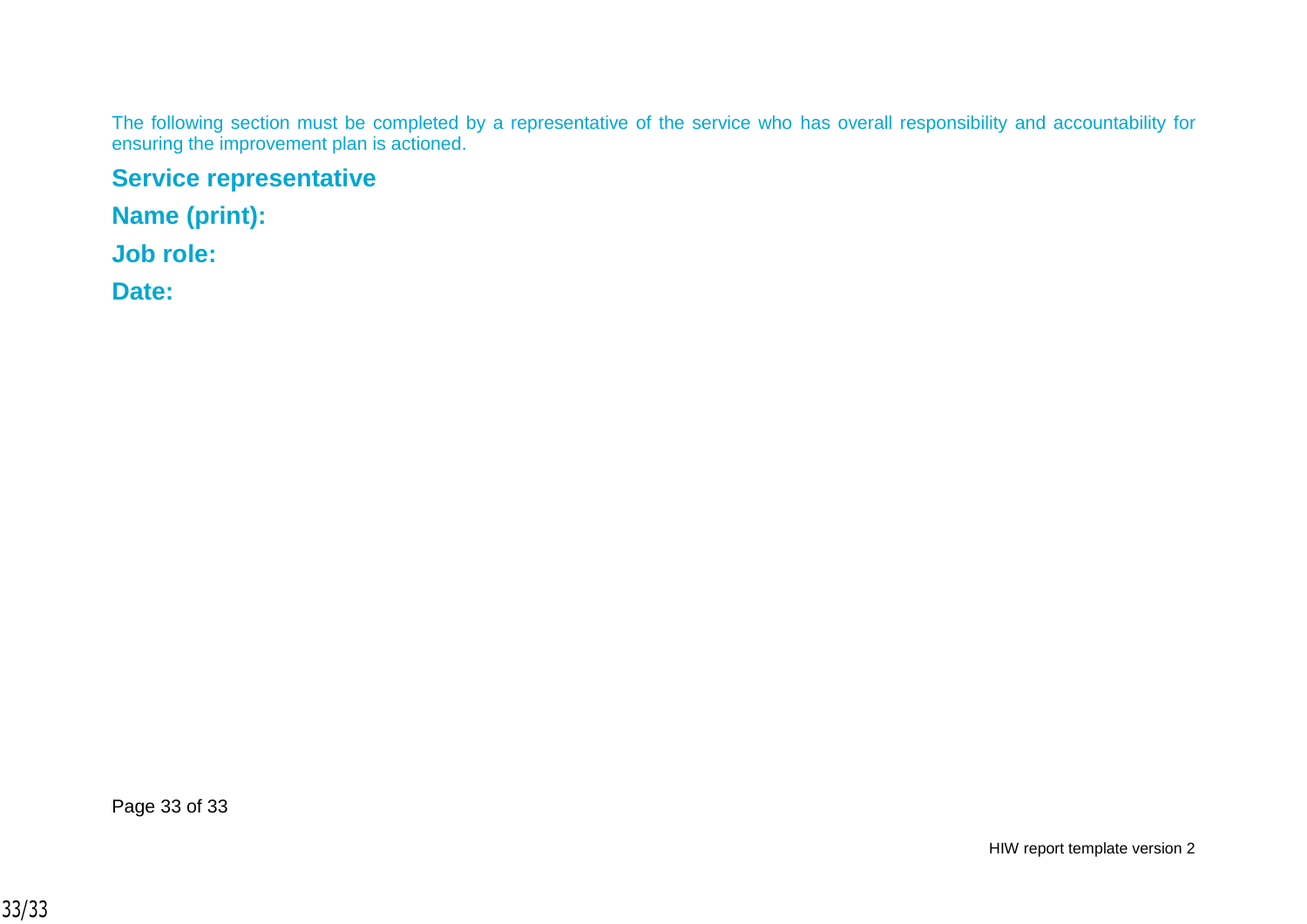The following section must be completed by a representative of the service who has overall responsibility and accountability for ensuring the improvement plan is actioned.

**Service representative**

**Name (print):**

**Job role:**

**Date:**